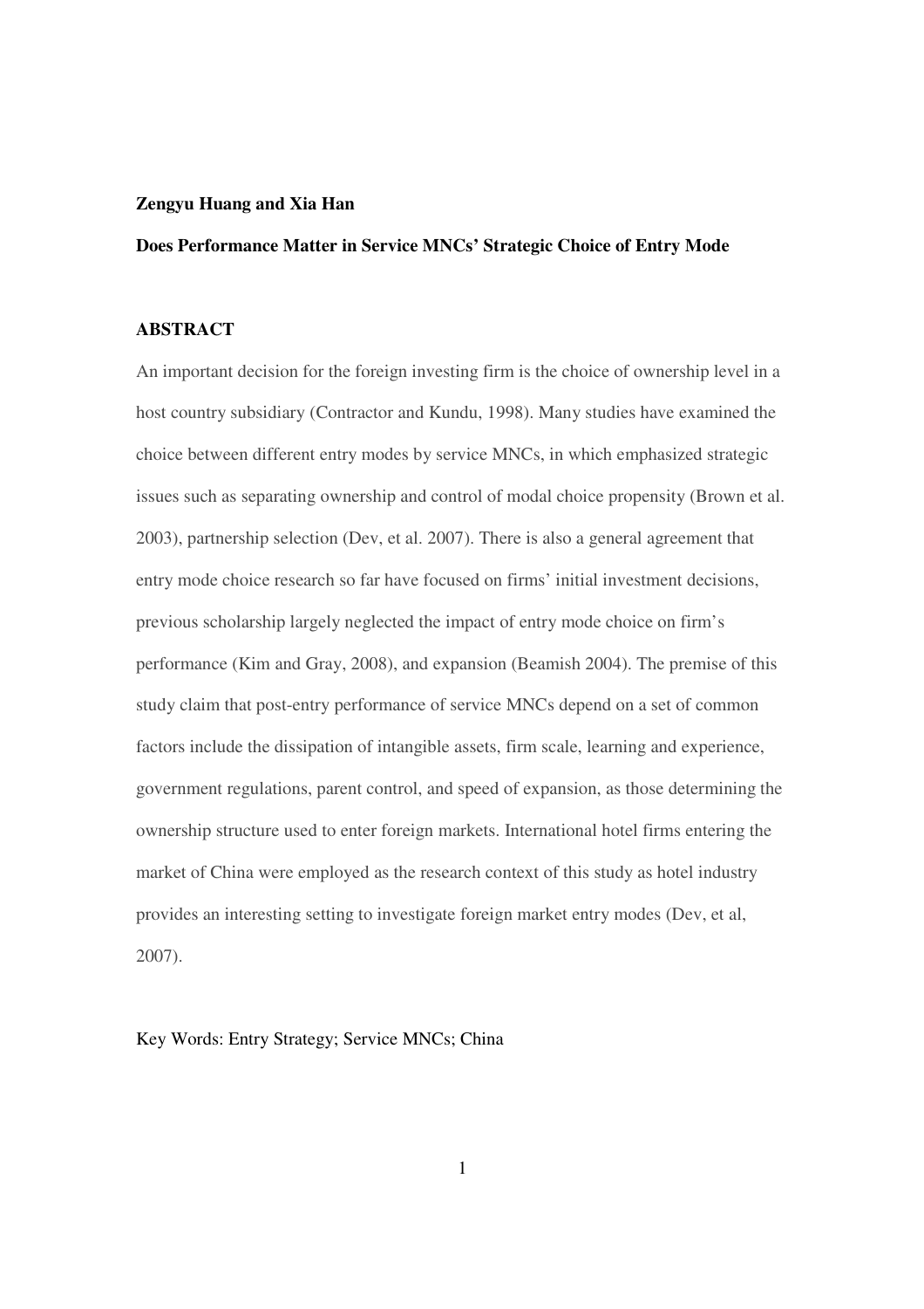**Zengyu Huang and Xia Han**

**Does Performance Matter in Service MNCs' Strategic Choice of Entry Mode**

## ABSTRACT

An important decision for the foreign investing firm is the choice of ownership level in a host country subsidiary (Contractor and Kundu, 1998). Many studies have examined the choice between different entry modes by service MNCs, in which emphasized strategic issues such as separating ownership and control of modal choice propensity (Brown et al. 2003), partnership selection (Dev, et al. 2007). There is also a general agreement that entry mode choice research so far have focused on firms' initial investment decisions, previous scholarship largely neglected the impact of entry mode choice on firm's performance (Kim and Gray, 2008), and expansion (Beamish 2004). The premise of this study claim that post-entry performance of service MNCs depend on a set of common factors include the dissipation of intangible assets, firm scale, learning and experience, government regulations, parent control, and speed of expansion, as those determining the ownership structure used to enter foreign markets. International hotel firms entering the market of China were employed as the research context of this study as hotel industry provides an interesting setting to investigate foreign market entry modes (Dev, et al, 2007).

Key Words: Entry Strategy; Service MNCs; China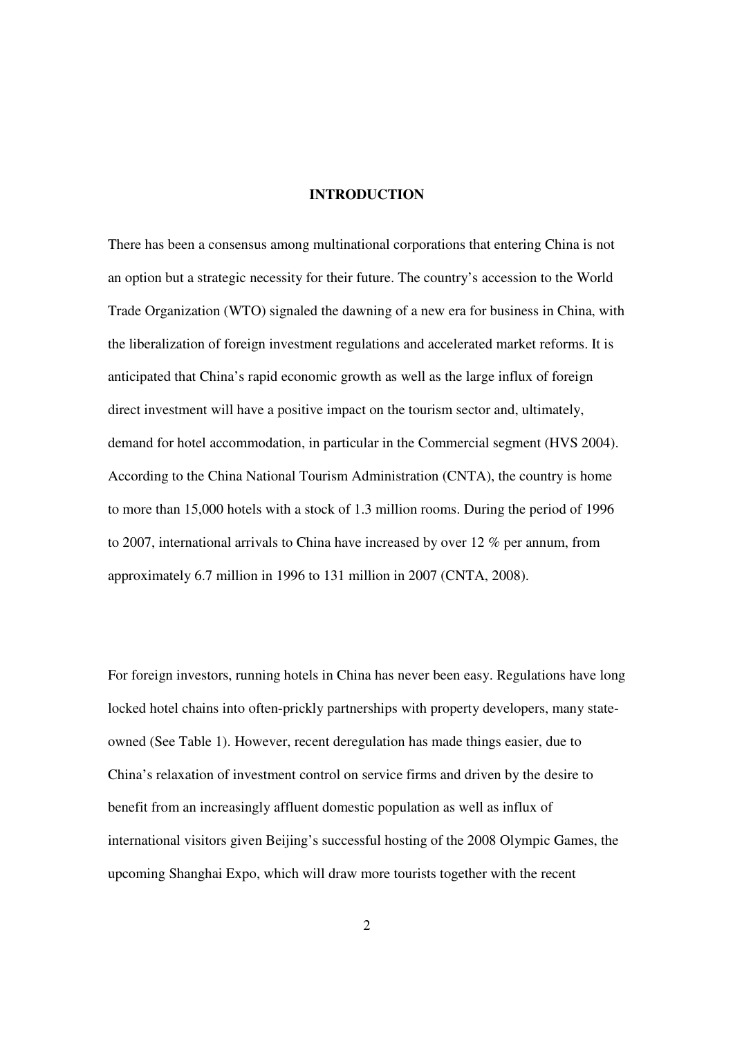# INTRODUCTION

There has been a consensus among multinational corporations that entering China is not an option but a strategic necessity for their future. The country's accession to the World Trade Organization (WTO) signaled the dawning of a new era for business in China, with the liberalization of foreign investment regulations and accelerated market reforms. It is anticipated that China's rapid economic growth as well as the large influx of foreign direct investment will have a positive impact on the tourism sector and, ultimately, demand for hotel accommodation, in particular in the Commercial segment (HVS 2004). According to the China National Tourism Administration (CNTA), the country is home to more than 15,000 hotels with a stock of 1.3 million rooms. During the period of 1996 to 2007, international arrivals to China have increased by over 12 % per annum, from approximately 6.7 million in 1996 to 131 million in 2007 (CNTA, 2008).

For foreign investors, running hotels in China has never been easy. Regulations have long locked hotel chains into often-prickly partnerships with property developers, many state-owned (See Table 1). However, recent deregulation has made things easier, due to China's relaxation of investment control on service firms and driven by the desire to benefit from an increasingly affluent domestic population as well as influx of international visitors given Beijing's successful hosting of the 2008 Olympic Games, the upcoming Shanghai Expo, which will draw more tourists together with the recent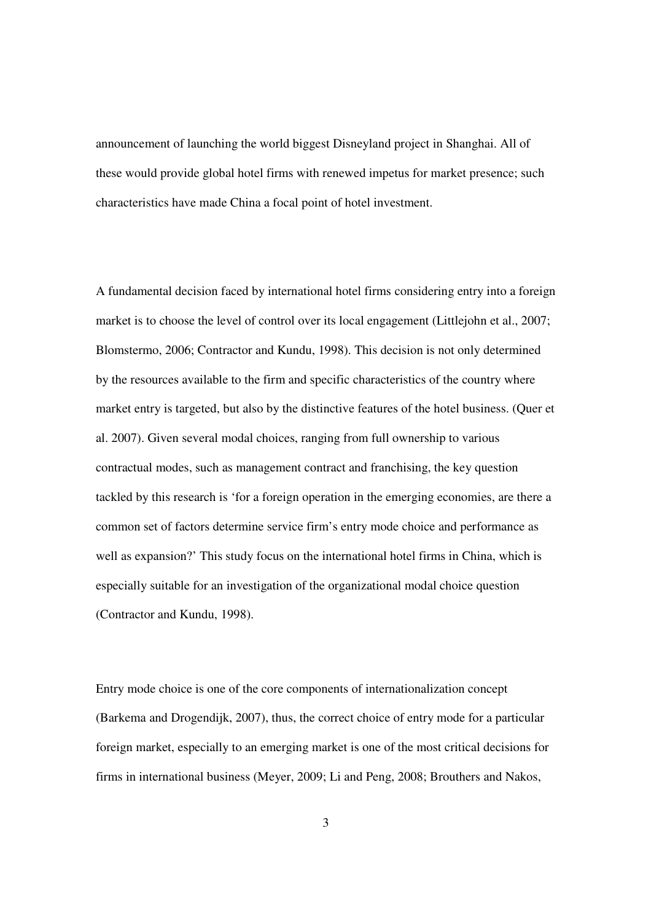announcement of launching the world biggest Disneyland project in Shanghai. All of these would provide global hotel firms with renewed impetus for market presence; such characteristics have made China a focal point of hotel investment.

A fundamental decision faced by international hotel firms considering entry into a foreign market is to choose the level of control over its local engagement (Littlejohn et al., 2007; Blomstermo, 2006; Contractor and Kundu, 1998). This decision is not only determined by the resources available to the firm and specific characteristics of the country where market entry is targeted, but also by the distinctive features of the hotel business. (Quer et al. 2007). Given several modal choices, ranging from full ownership to various contractual modes, such as management contract and franchising, the key question tackled by this research is 'for a foreign operation in the emerging economies, are there a common set of factors determine service firm's entry mode choice and performance as well as expansion?' This study focus on the international hotel firms in China, which is especially suitable for an investigation of the organizational modal choice question (Contractor and Kundu, 1998).

Entry mode choice is one of the core components of internationalization concept (Barkema and Drogendijk, 2007), thus, the correct choice of entry mode for a particular foreign market, especially to an emerging market is one of the most critical decisions for firms in international business (Meyer, 2009; Li and Peng, 2008; Brouthers and Nakos,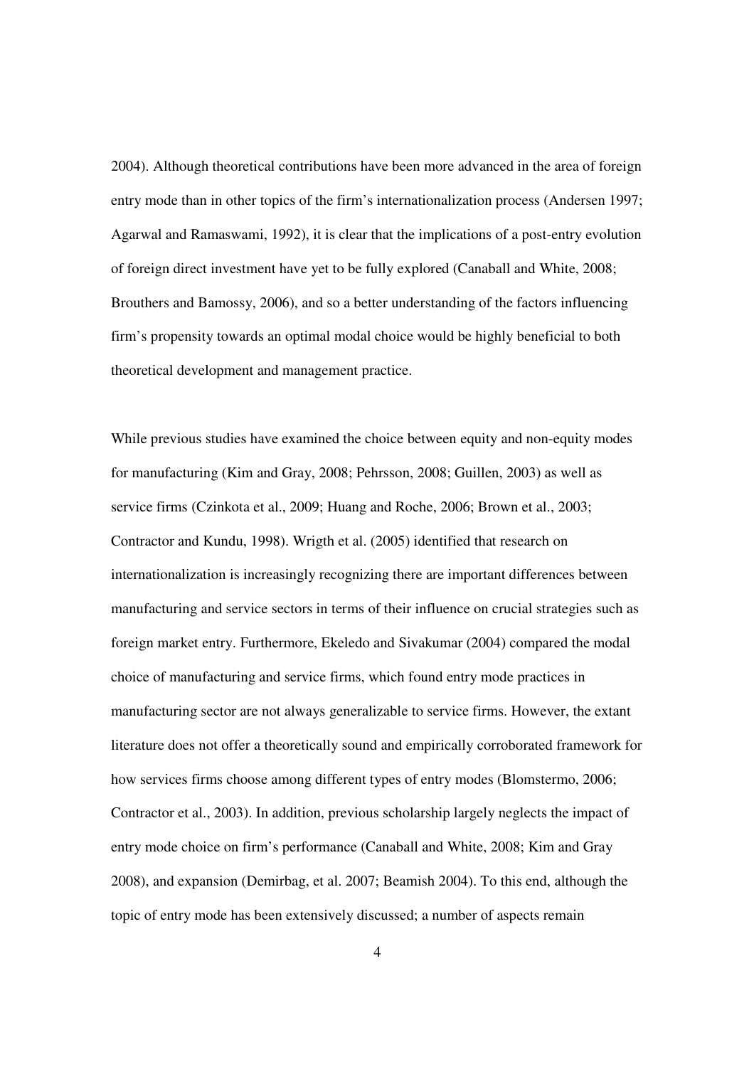2004). Although theoretical contributions have been more advanced in the area of foreign entry mode than in other topics of the firm's internationalization process (Andersen 1997; Agarwal and Ramaswami, 1992), it is clear that the implications of a post-entry evolution of foreign direct investment have yet to be fully explored (Canaball and White, 2008; Brouthers and Bamossy, 2006), and so a better understanding of the factors influencing firm's propensity towards an optimal modal choice would be highly beneficial to both theoretical development and management practice.

While previous studies have examined the choice between equity and non-equity modes for manufacturing (Kim and Gray, 2008; Pehrsson, 2008; Guillen, 2003) as well as service firms (Czinkota et al., 2009; Huang and Roche, 2006; Brown et al., 2003; Contractor and Kundu, 1998). Wrigth et al. (2005) identified that research on internationalization is increasingly recognizing there are important differences between manufacturing and service sectors in terms of their influence on crucial strategies such as foreign market entry. Furthermore, Ekeledo and Sivakumar (2004) compared the modal choice of manufacturing and service firms, which found entry mode practices in manufacturing sector are not always generalizable to service firms. However, the extant literature does not offer a theoretically sound and empirically corroborated framework for how services firms choose among different types of entry modes (Blomstermo, 2006; Contractor et al., 2003). In addition, previous scholarship largely neglects the impact of entry mode choice on firm's performance (Canaball and White, 2008; Kim and Gray 2008), and expansion (Demirbag, et al. 2007; Beamish 2004). To this end, although the topic of entry mode has been extensively discussed; a number of aspects remain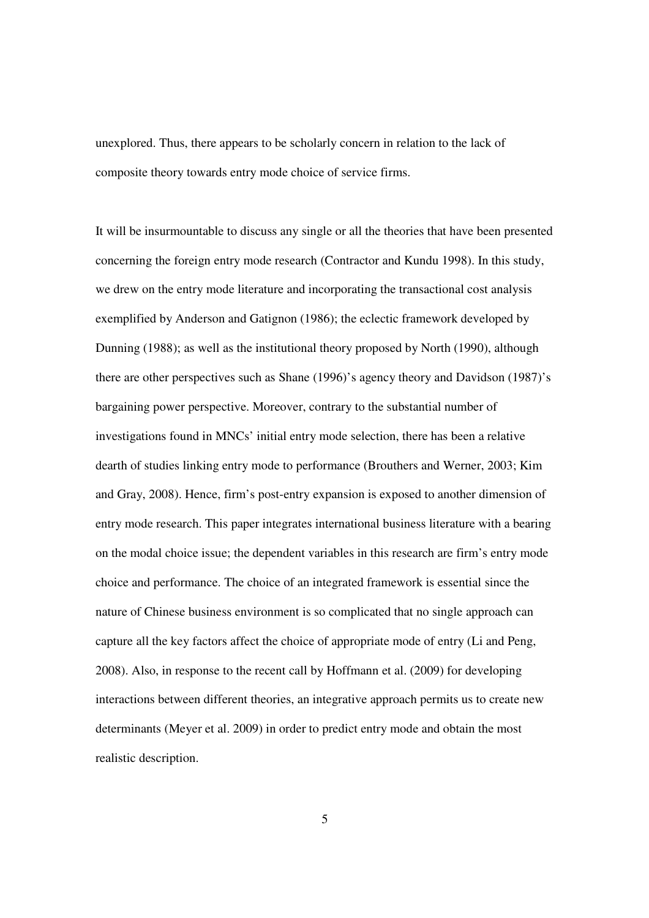unexplored. Thus, there appears to be scholarly concern in relation to the lack of composite theory towards entry mode choice of service firms.

It will be insurmountable to discuss any single or all the theories that have been presented concerning the foreign entry mode research (Contractor and Kundu 1998). In this study, we drew on the entry mode literature and incorporating the transactional cost analysis exemplified by Anderson and Gatignon (1986); the eclectic framework developed by Dunning (1988); as well as the institutional theory proposed by North (1990), although there are other perspectives such as Shane (1996)'s agency theory and Davidson (1987)'s bargaining power perspective. Moreover, contrary to the substantial number of investigations found in MNCs' initial entry mode selection, there has been a relative dearth of studies linking entry mode to performance (Brouthers and Werner, 2003; Kim and Gray, 2008). Hence, firm's post-entry expansion is exposed to another dimension of entry mode research. This paper integrates international business literature with a bearing on the modal choice issue; the dependent variables in this research are firm's entry mode choice and performance. The choice of an integrated framework is essential since the nature of Chinese business environment is so complicated that no single approach can capture all the key factors affect the choice of appropriate mode of entry (Li and Peng, 2008). Also, in response to the recent call by Hoffmann et al. (2009) for developing interactions between different theories, an integrative approach permits us to create new determinants (Meyer et al. 2009) in order to predict entry mode and obtain the most realistic description.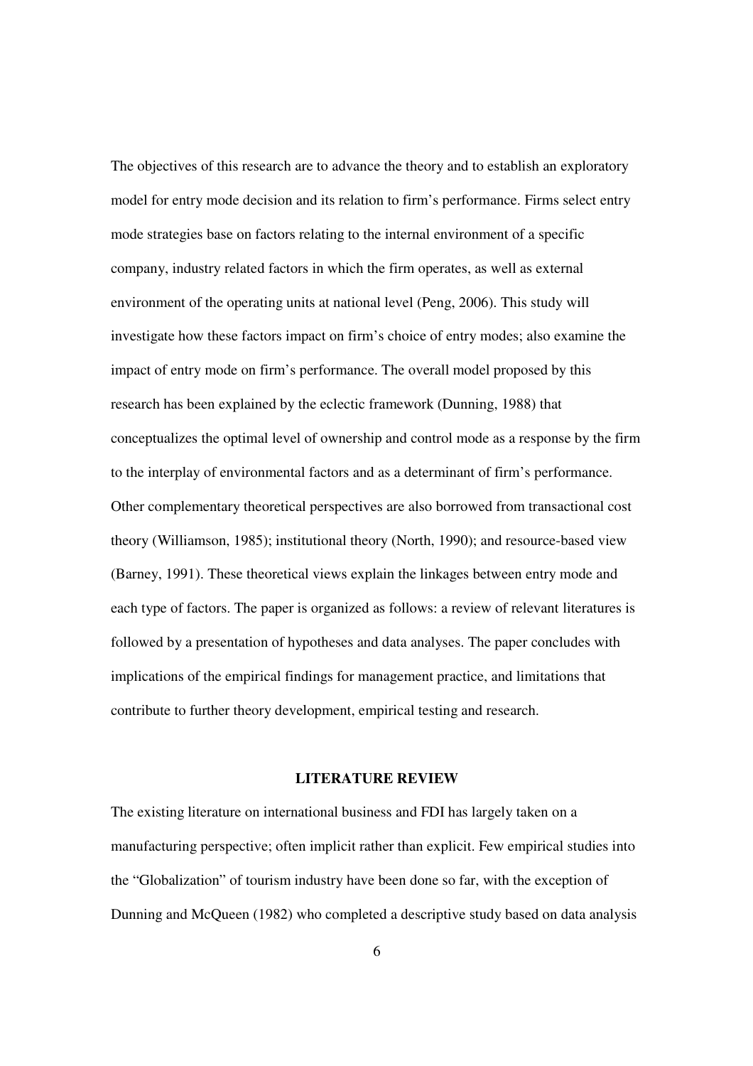The objectives of this research are to advance the theory and to establish an exploratory model for entry mode decision and its relation to firm's performance. Firms select entry mode strategies base on factors relating to the internal environment of a specific company, industry related factors in which the firm operates, as well as external environment of the operating units at national level (Peng, 2006). This study will investigate how these factors impact on firm's choice of entry modes; also examine the impact of entry mode on firm's performance. The overall model proposed by this research has been explained by the eclectic framework (Dunning, 1988) that conceptualizes the optimal level of ownership and control mode as a response by the firm to the interplay of environmental factors and as a determinant of firm's performance. Other complementary theoretical perspectives are also borrowed from transactional cost theory (Williamson, 1985); institutional theory (North, 1990); and resource-based view (Barney, 1991). These theoretical views explain the linkages between entry mode and each type of factors. The paper is organized as follows: a review of relevant literatures is followed by a presentation of hypotheses and data analyses. The paper concludes with implications of the empirical findings for management practice, and limitations that contribute to further theory development, empirical testing and research.

## LITERATURE REVIEW

The existing literature on international business and FDI has largely taken on a manufacturing perspective; often implicit rather than explicit. Few empirical studies into the "Globalization" of tourism industry have been done so far, with the exception of Dunning and McQueen (1982) who completed a descriptive study based on data analysis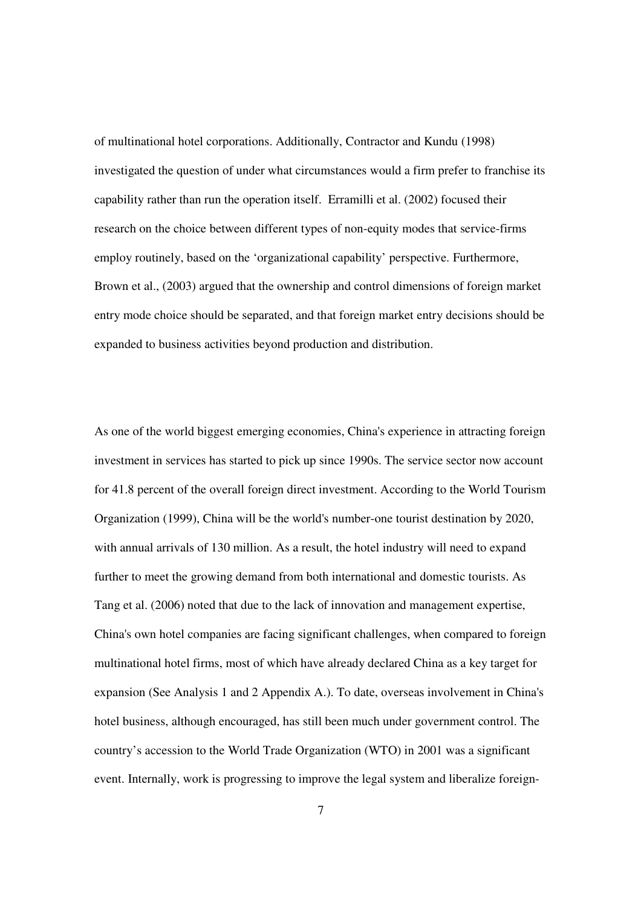of multinational hotel corporations. Additionally, Contractor and Kundu (1998) investigated the question of under what circumstances would a firm prefer to franchise its capability rather than run the operation itself. Erramilli et al. (2002) focused their research on the choice between different types of non-equity modes that service-firms employ routinely, based on the 'organizational capability' perspective. Furthermore, Brown et al., (2003) argued that the ownership and control dimensions of foreign market entry mode choice should be separated, and that foreign market entry decisions should be expanded to business activities beyond production and distribution.

As one of the world biggest emerging economies, China's experience in attracting foreign investment in services has started to pick up since 1990s. The service sector now account for 41.8 percent of the overall foreign direct investment. According to the World Tourism Organization (1999), China will be the world's number-one tourist destination by 2020, with annual arrivals of 130 million. As a result, the hotel industry will need to expand further to meet the growing demand from both international and domestic tourists. As Tang et al. (2006) noted that due to the lack of innovation and management expertise, China's own hotel companies are facing significant challenges, when compared to foreign multinational hotel firms, most of which have already declared China as a key target for expansion (See Analysis 1 and 2 Appendix A.). To date, overseas involvement in China's hotel business, although encouraged, has still been much under government control. The country's accession to the World Trade Organization (WTO) in 2001 was a significant event. Internally, work is progressing to improve the legal system and liberalize foreign-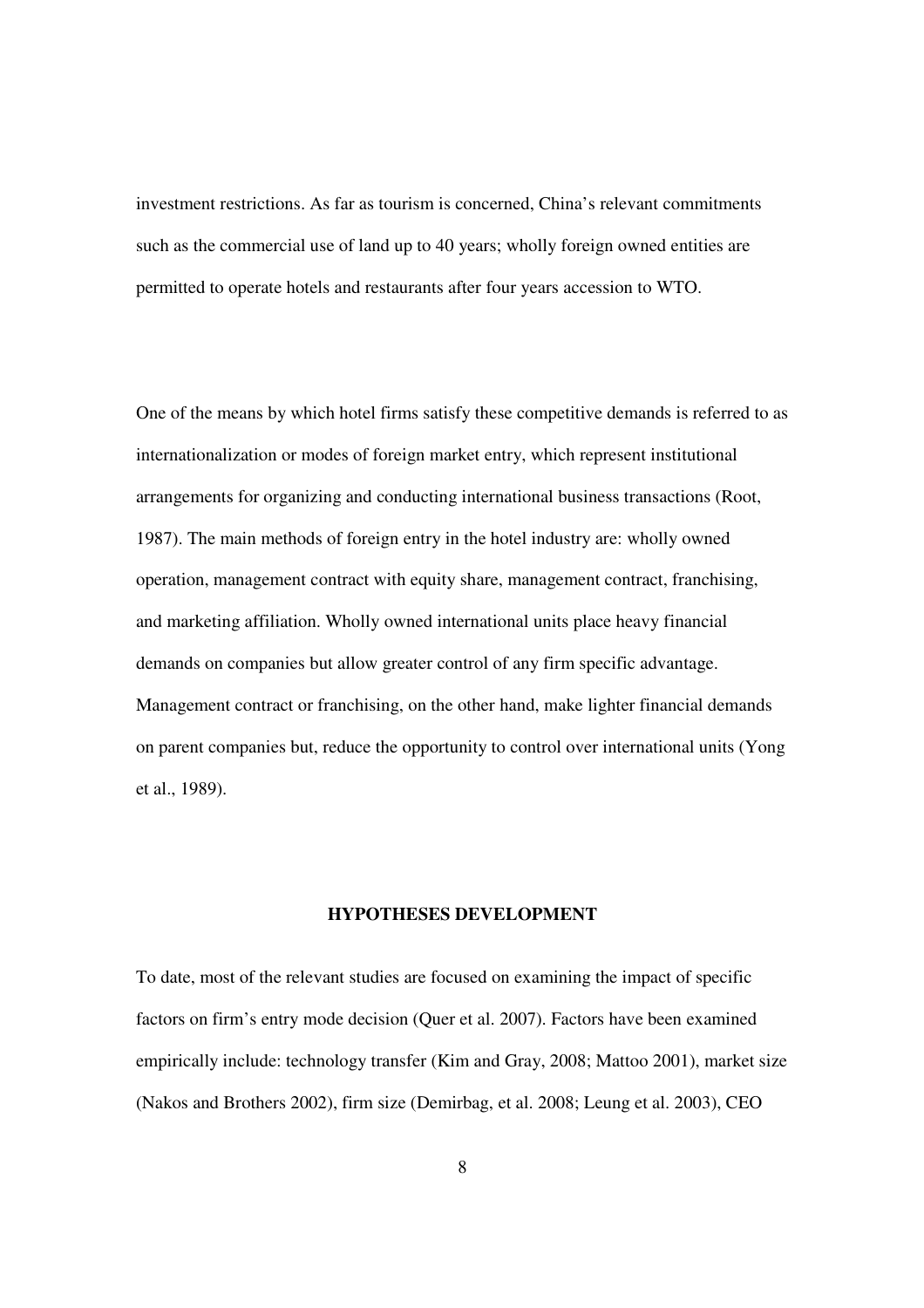investment restrictions. As far as tourism is concerned, China's relevant commitments such as the commercial use of land up to 40 years; wholly foreign owned entities are permitted to operate hotels and restaurants after four years accession to WTO.

One of the means by which hotel firms satisfy these competitive demands is referred to as internationalization or modes of foreign market entry, which represent institutional arrangements for organizing and conducting international business transactions (Root, 1987). The main methods of foreign entry in the hotel industry are: wholly owned operation, management contract with equity share, management contract, franchising, and marketing affiliation. Wholly owned international units place heavy financial demands on companies but allow greater control of any firm specific advantage. Management contract or franchising, on the other hand, make lighter financial demands on parent companies but, reduce the opportunity to control over international units (Yong et al., 1989).

## HYPOTHESES DEVELOPMENT

To date, most of the relevant studies are focused on examining the impact of specific factors on firm's entry mode decision (Quer et al. 2007). Factors have been examined empirically include: technology transfer (Kim and Gray, 2008; Mattoo 2001), market size (Nakos and Brothers 2002), firm size (Demirbag, et al. 2008; Leung et al. 2003), CEO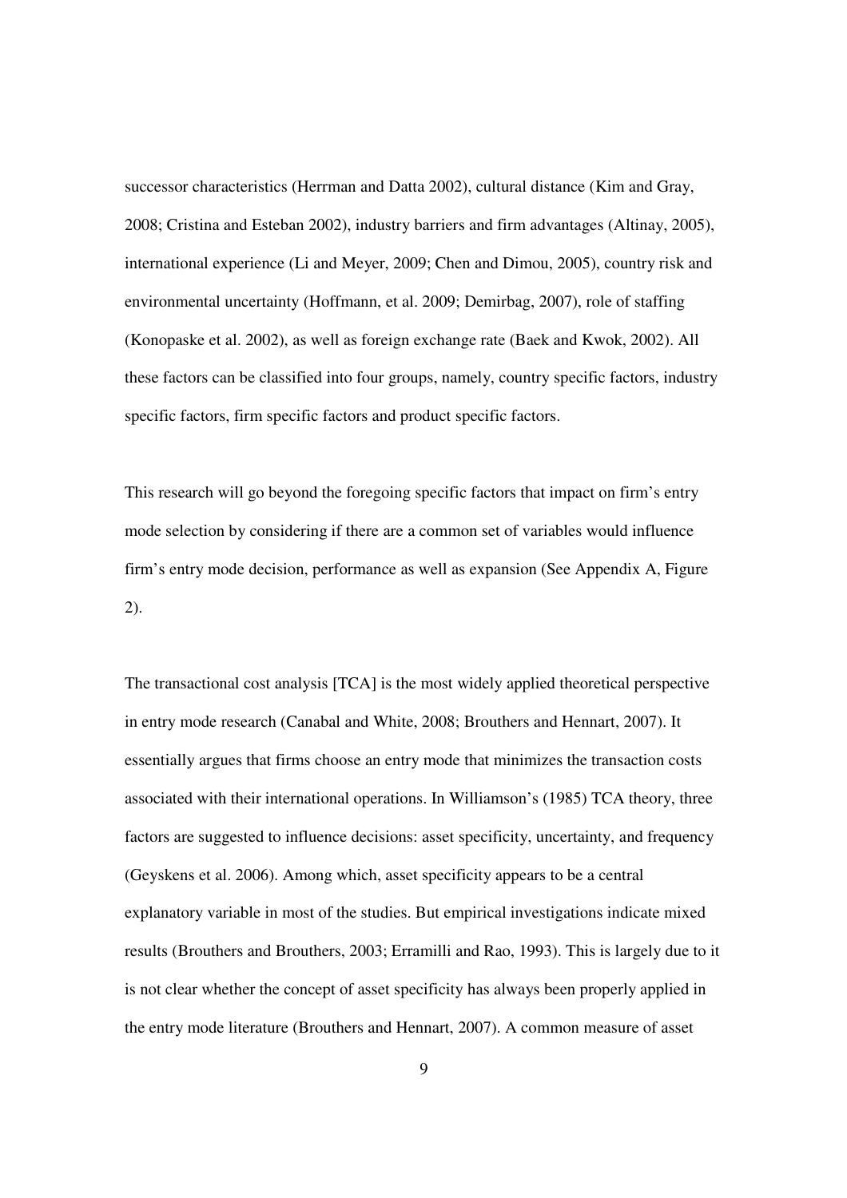successor characteristics (Herrman and Datta 2002), cultural distance (Kim and Gray, 2008; Cristina and Esteban 2002), industry barriers and firm advantages (Altinay, 2005), international experience (Li and Meyer, 2009; Chen and Dimou, 2005), country risk and environmental uncertainty (Hoffmann, et al. 2009; Demirbag, 2007), role of staffing (Konopaske et al. 2002), as well as foreign exchange rate (Baek and Kwok, 2002). All these factors can be classified into four groups, namely, country specific factors, industry specific factors, firm specific factors and product specific factors.

This research will go beyond the foregoing specific factors that impact on firm's entry mode selection by considering if there are a common set of variables would influence firm's entry mode decision, performance as well as expansion (See Appendix A, Figure 2).

The transactional cost analysis [TCA] is the most widely applied theoretical perspective in entry mode research (Canabal and White, 2008; Brouthers and Hennart, 2007). It essentially argues that firms choose an entry mode that minimizes the transaction costs associated with their international operations. In Williamson's (1985) TCA theory, three factors are suggested to influence decisions: asset specificity, uncertainty, and frequency (Geyskens et al. 2006). Among which, asset specificity appears to be a central explanatory variable in most of the studies. But empirical investigations indicate mixed results (Brouthers and Brouthers, 2003; Erramilli and Rao, 1993). This is largely due to it is not clear whether the concept of asset specificity has always been properly applied in the entry mode literature (Brouthers and Hennart, 2007). A common measure of asset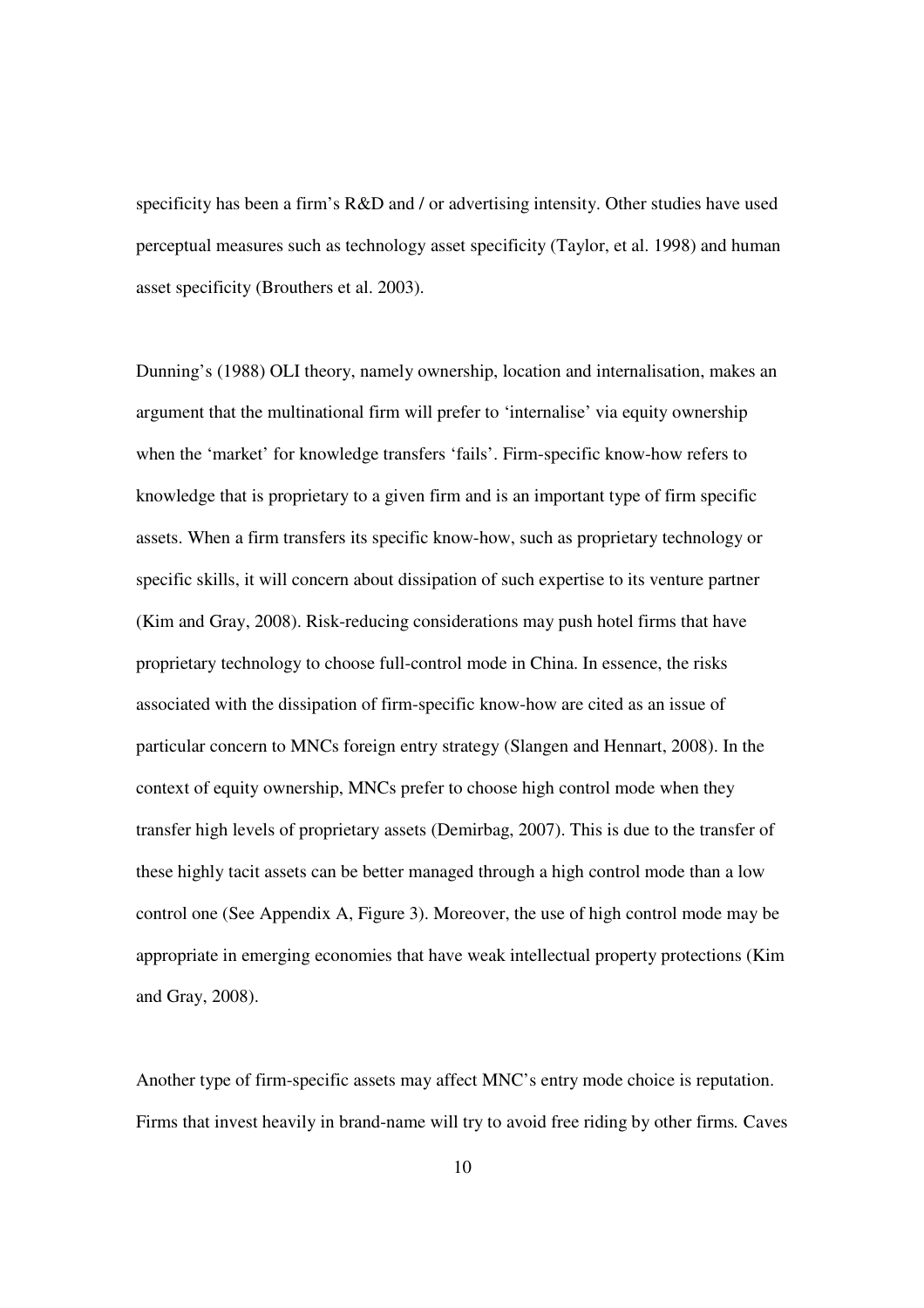specificity has been a firm's R&D and / or advertising intensity. Other studies have used perceptual measures such as technology asset specificity (Taylor, et al. 1998) and human asset specificity (Brouthers et al. 2003).

Dunning's (1988) OLI theory, namely ownership, location and internalisation, makes an argument that the multinational firm will prefer to 'internalise' via equity ownership when the 'market' for knowledge transfers 'fails'. Firm-specific know-how refers to knowledge that is proprietary to a given firm and is an important type of firm specific assets. When a firm transfers its specific know-how, such as proprietary technology or specific skills, it will concern about dissipation of such expertise to its venture partner (Kim and Gray, 2008). Risk-reducing considerations may push hotel firms that have proprietary technology to choose full-control mode in China. In essence, the risks associated with the dissipation of firm-specific know-how are cited as an issue of particular concern to MNCs foreign entry strategy (Slangen and Hennart, 2008). In the context of equity ownership, MNCs prefer to choose high control mode when they transfer high levels of proprietary assets (Demirbag, 2007). This is due to the transfer of these highly tacit assets can be better managed through a high control mode than a low control one (See Appendix A, Figure 3). Moreover, the use of high control mode may be appropriate in emerging economies that have weak intellectual property protections (Kim and Gray, 2008).

Another type of firm-specific assets may affect MNC's entry mode choice is reputation. Firms that invest heavily in brand-name will try to avoid free riding by other firms. Caves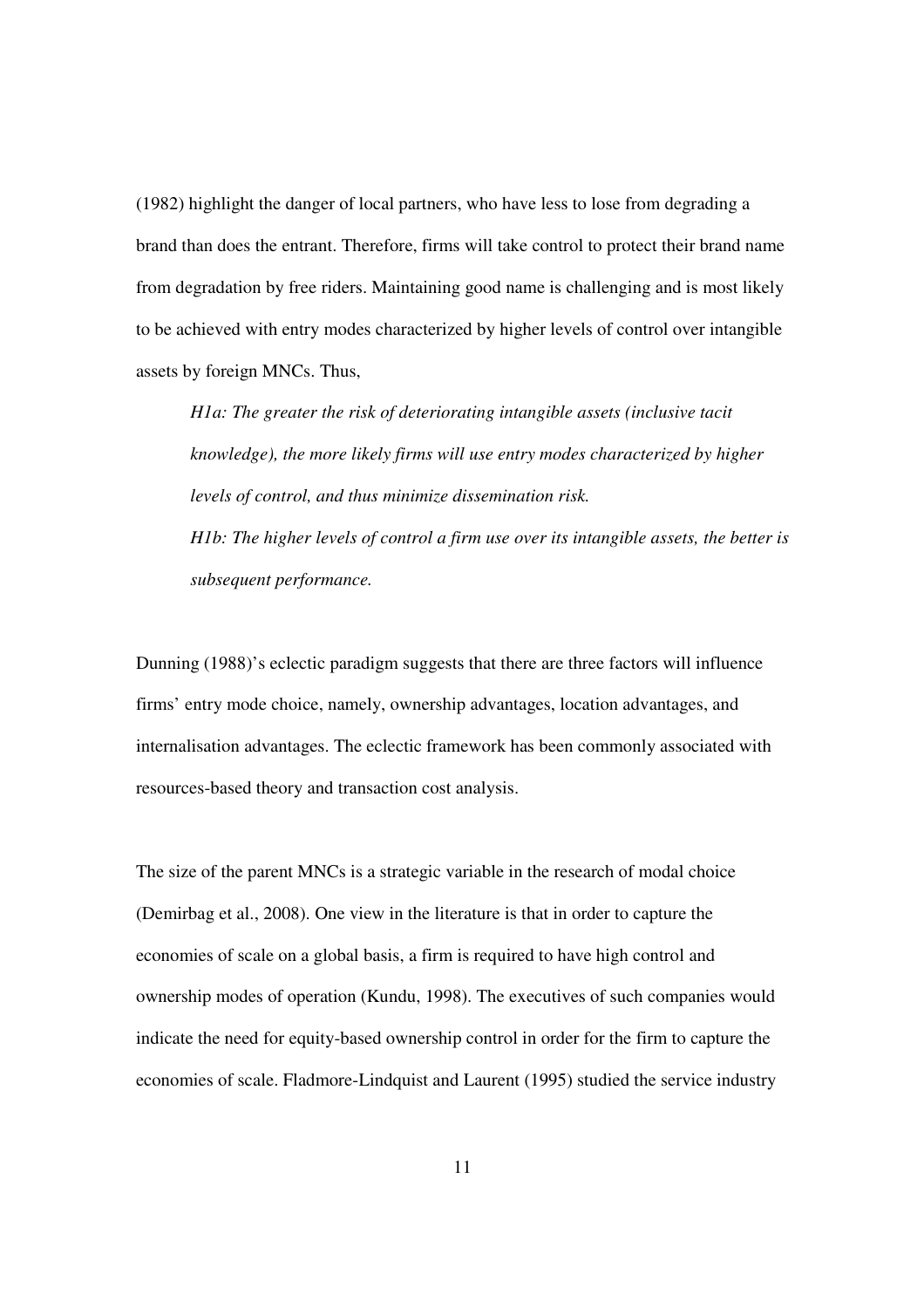(1982) highlight the danger of local partners, who have less to lose from degrading a brand than does the entrant. Therefore, firms will take control to protect their brand name from degradation by free riders. Maintaining good name is challenging and is most likely to be achieved with entry modes characterized by higher levels of control over intangible assets by foreign MNCs. Thus,

> *H1a: The greater the risk of deteriorating intangible assets (inclusive tacit knowledge), the more likely firms will use entry modes characterized by higher levels of control, and thus minimize dissemination risk.*
>
> *H1b: The higher levels of control a firm use over its intangible assets, the better is subsequent performance.*

Dunning (1988)'s eclectic paradigm suggests that there are three factors will influence firms' entry mode choice, namely, ownership advantages, location advantages, and internalisation advantages. The eclectic framework has been commonly associated with resources-based theory and transaction cost analysis.

The size of the parent MNCs is a strategic variable in the research of modal choice (Demirbag et al., 2008). One view in the literature is that in order to capture the economies of scale on a global basis, a firm is required to have high control and ownership modes of operation (Kundu, 1998). The executives of such companies would indicate the need for equity-based ownership control in order for the firm to capture the economies of scale. Fladmore-Lindquist and Laurent (1995) studied the service industry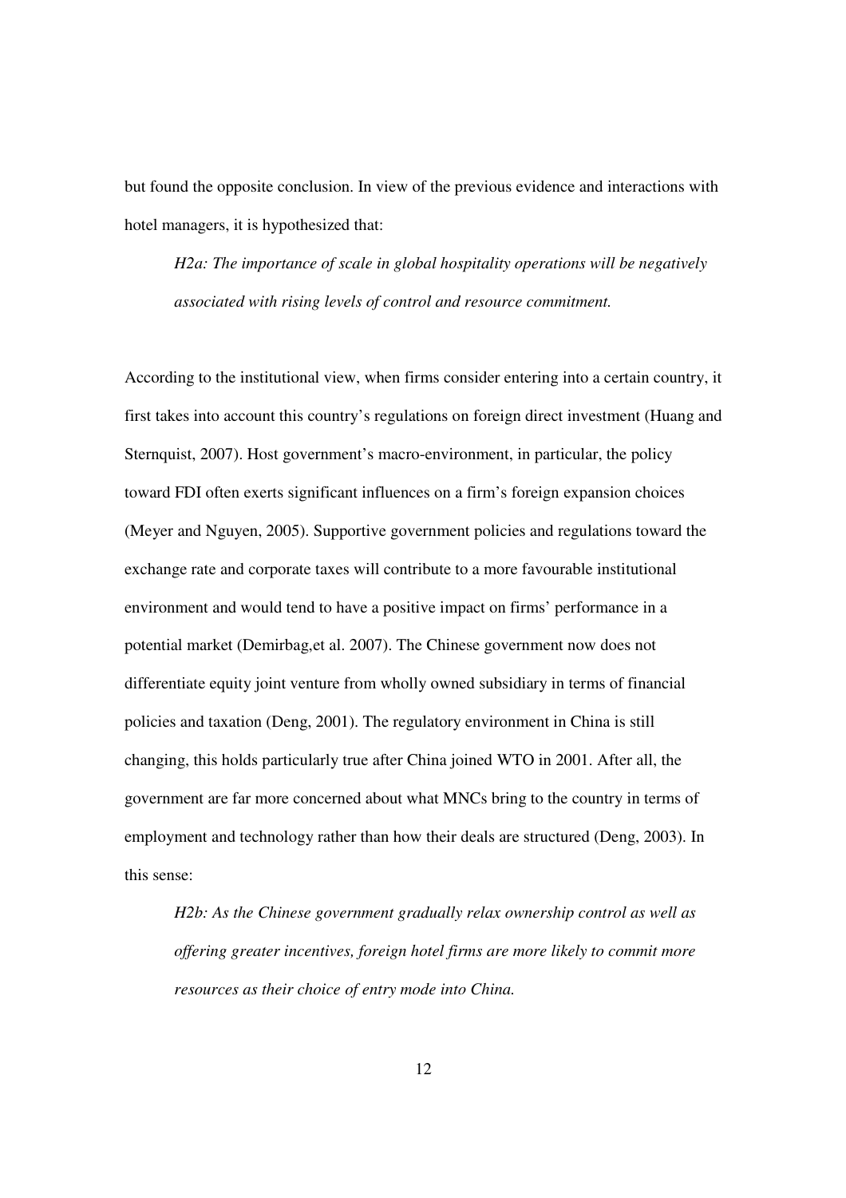but found the opposite conclusion. In view of the previous evidence and interactions with hotel managers, it is hypothesized that:

> *H2a: The importance of scale in global hospitality operations will be negatively associated with rising levels of control and resource commitment.*

According to the institutional view, when firms consider entering into a certain country, it first takes into account this country's regulations on foreign direct investment (Huang and Sternquist, 2007). Host government's macro-environment, in particular, the policy toward FDI often exerts significant influences on a firm's foreign expansion choices (Meyer and Nguyen, 2005). Supportive government policies and regulations toward the exchange rate and corporate taxes will contribute to a more favourable institutional environment and would tend to have a positive impact on firms' performance in a potential market (Demirbag,et al. 2007). The Chinese government now does not differentiate equity joint venture from wholly owned subsidiary in terms of financial policies and taxation (Deng, 2001). The regulatory environment in China is still changing, this holds particularly true after China joined WTO in 2001. After all, the government are far more concerned about what MNCs bring to the country in terms of employment and technology rather than how their deals are structured (Deng, 2003). In this sense:

> *H2b: As the Chinese government gradually relax ownership control as well as offering greater incentives, foreign hotel firms are more likely to commit more resources as their choice of entry mode into China.*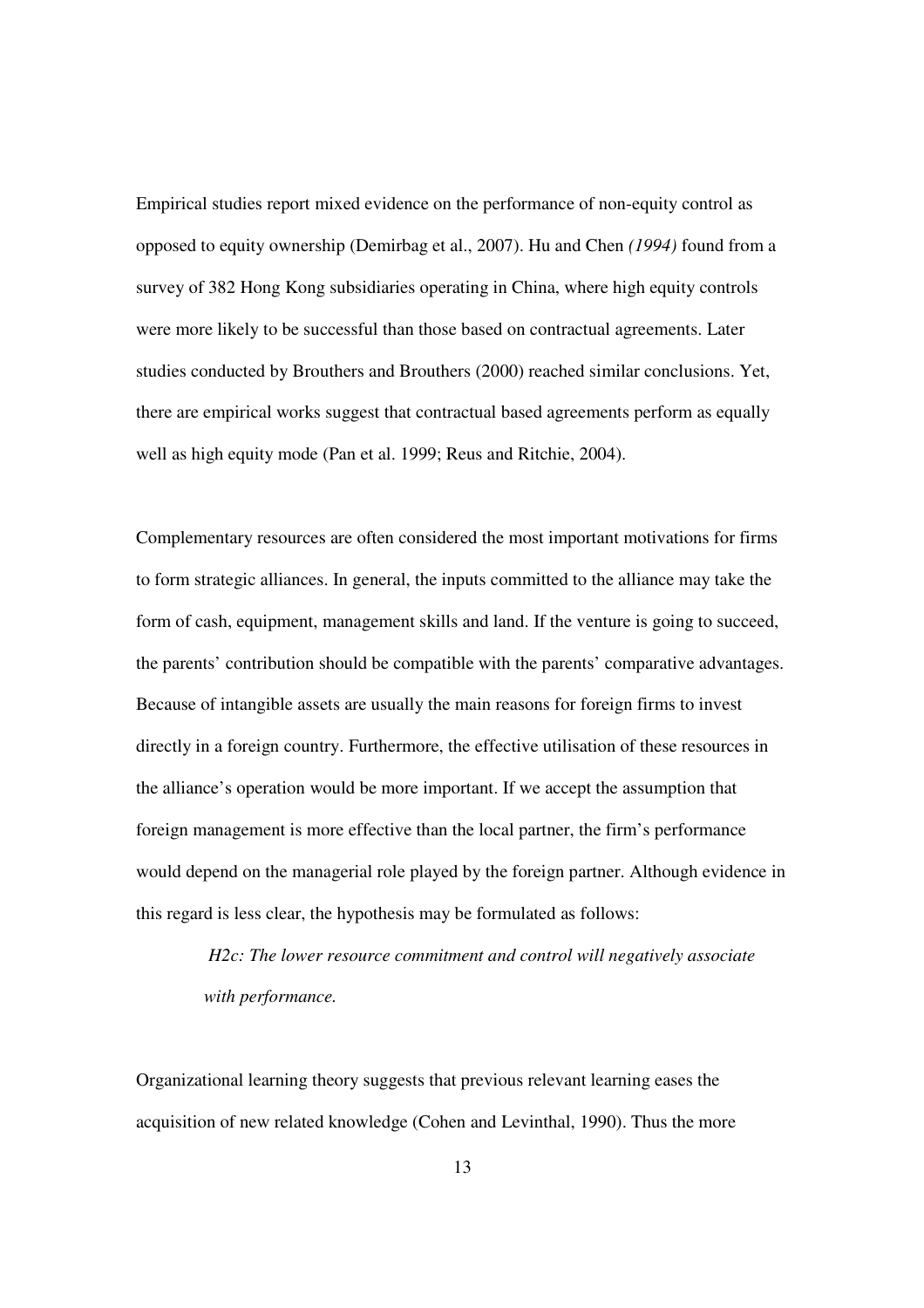Empirical studies report mixed evidence on the performance of non-equity control as opposed to equity ownership (Demirbag et al., 2007). Hu and Chen *(1994)* found from a survey of 382 Hong Kong subsidiaries operating in China, where high equity controls were more likely to be successful than those based on contractual agreements. Later studies conducted by Brouthers and Brouthers (2000) reached similar conclusions. Yet, there are empirical works suggest that contractual based agreements perform as equally well as high equity mode (Pan et al. 1999; Reus and Ritchie, 2004).

Complementary resources are often considered the most important motivations for firms to form strategic alliances. In general, the inputs committed to the alliance may take the form of cash, equipment, management skills and land. If the venture is going to succeed, the parents' contribution should be compatible with the parents' comparative advantages. Because of intangible assets are usually the main reasons for foreign firms to invest directly in a foreign country. Furthermore, the effective utilisation of these resources in the alliance's operation would be more important. If we accept the assumption that foreign management is more effective than the local partner, the firm's performance would depend on the managerial role played by the foreign partner. Although evidence in this regard is less clear, the hypothesis may be formulated as follows:

> *H2c: The lower resource commitment and control will negatively associate with performance.*

Organizational learning theory suggests that previous relevant learning eases the acquisition of new related knowledge (Cohen and Levinthal, 1990). Thus the more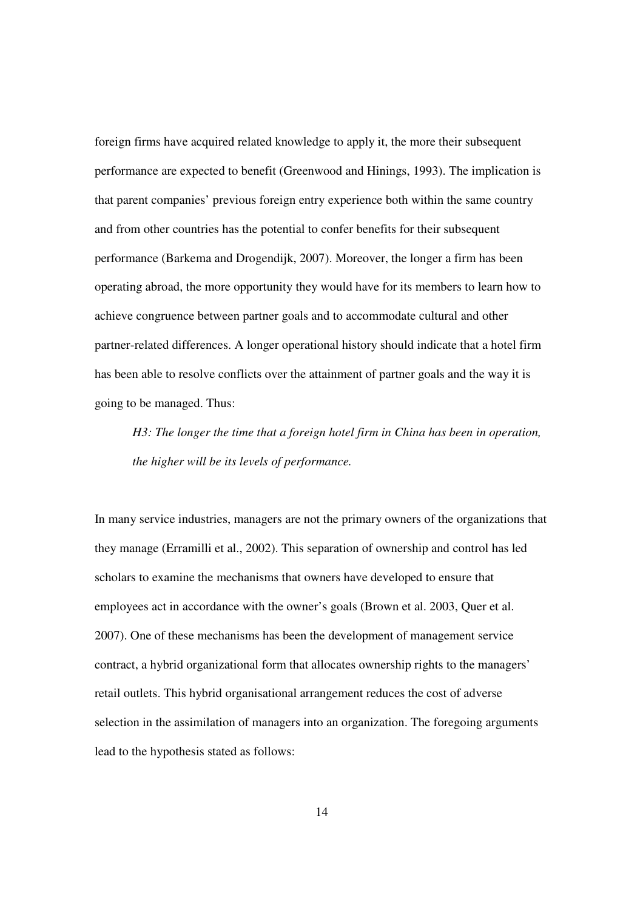foreign firms have acquired related knowledge to apply it, the more their subsequent performance are expected to benefit (Greenwood and Hinings, 1993). The implication is that parent companies' previous foreign entry experience both within the same country and from other countries has the potential to confer benefits for their subsequent performance (Barkema and Drogendijk, 2007). Moreover, the longer a firm has been operating abroad, the more opportunity they would have for its members to learn how to achieve congruence between partner goals and to accommodate cultural and other partner-related differences. A longer operational history should indicate that a hotel firm has been able to resolve conflicts over the attainment of partner goals and the way it is going to be managed. Thus:

> *H3: The longer the time that a foreign hotel firm in China has been in operation, the higher will be its levels of performance.*

In many service industries, managers are not the primary owners of the organizations that they manage (Erramilli et al., 2002). This separation of ownership and control has led scholars to examine the mechanisms that owners have developed to ensure that employees act in accordance with the owner's goals (Brown et al. 2003, Quer et al. 2007). One of these mechanisms has been the development of management service contract, a hybrid organizational form that allocates ownership rights to the managers' retail outlets. This hybrid organisational arrangement reduces the cost of adverse selection in the assimilation of managers into an organization. The foregoing arguments lead to the hypothesis stated as follows: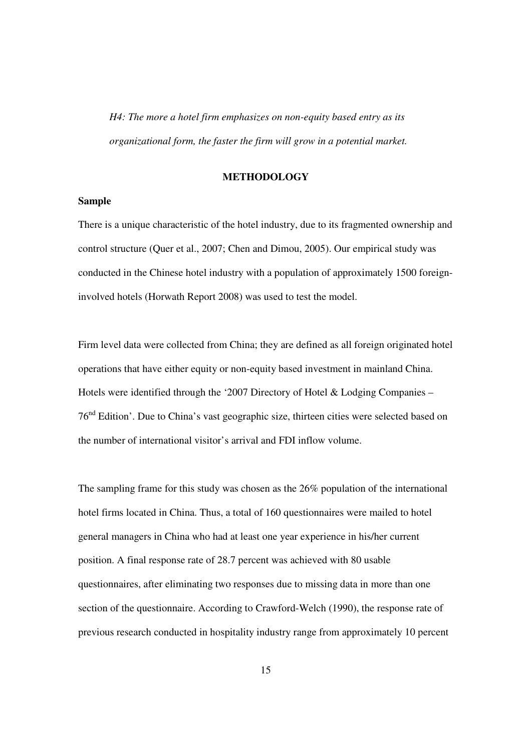*H4: The more a hotel firm emphasizes on non-equity based entry as its organizational form, the faster the firm will grow in a potential market.*

## METHODOLOGY

### Sample

There is a unique characteristic of the hotel industry, due to its fragmented ownership and control structure (Quer et al., 2007; Chen and Dimou, 2005). Our empirical study was conducted in the Chinese hotel industry with a population of approximately 1500 foreign-involved hotels (Horwath Report 2008) was used to test the model.

Firm level data were collected from China; they are defined as all foreign originated hotel operations that have either equity or non-equity based investment in mainland China. Hotels were identified through the '2007 Directory of Hotel & Lodging Companies – 76th Edition'. Due to China's vast geographic size, thirteen cities were selected based on the number of international visitor's arrival and FDI inflow volume.

The sampling frame for this study was chosen as the 26% population of the international hotel firms located in China. Thus, a total of 160 questionnaires were mailed to hotel general managers in China who had at least one year experience in his/her current position. A final response rate of 28.7 percent was achieved with 80 usable questionnaires, after eliminating two responses due to missing data in more than one section of the questionnaire. According to Crawford-Welch (1990), the response rate of previous research conducted in hospitality industry range from approximately 10 percent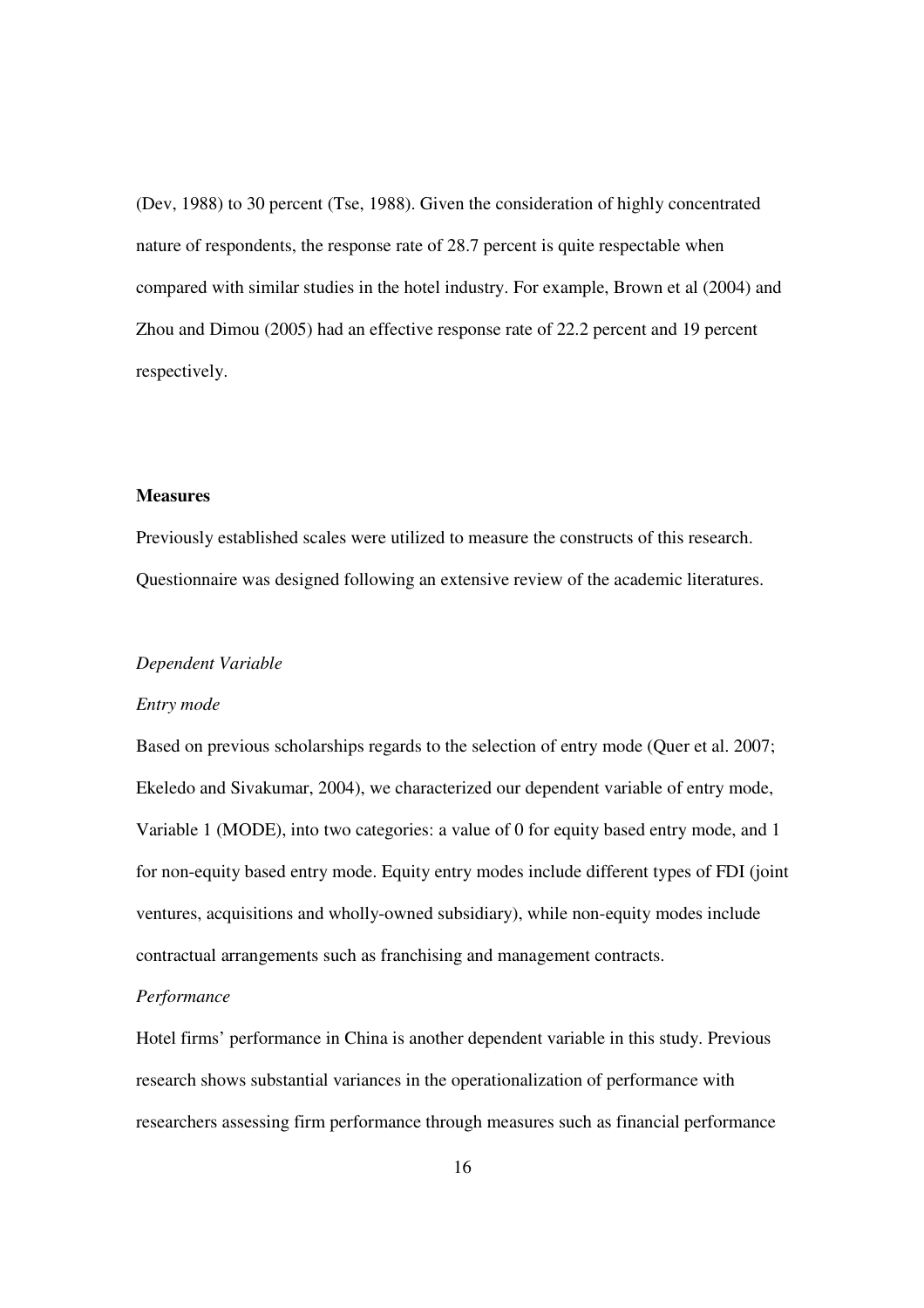(Dev, 1988) to 30 percent (Tse, 1988). Given the consideration of highly concentrated nature of respondents, the response rate of 28.7 percent is quite respectable when compared with similar studies in the hotel industry. For example, Brown et al (2004) and Zhou and Dimou (2005) had an effective response rate of 22.2 percent and 19 percent respectively.

**Measures**

Previously established scales were utilized to measure the constructs of this research. Questionnaire was designed following an extensive review of the academic literatures.

*Dependent Variable*

*Entry mode*

Based on previous scholarships regards to the selection of entry mode (Quer et al. 2007; Ekeledo and Sivakumar, 2004), we characterized our dependent variable of entry mode, Variable 1 (MODE), into two categories: a value of 0 for equity based entry mode, and 1 for non-equity based entry mode. Equity entry modes include different types of FDI (joint ventures, acquisitions and wholly-owned subsidiary), while non-equity modes include contractual arrangements such as franchising and management contracts.

*Performance*

Hotel firms' performance in China is another dependent variable in this study. Previous research shows substantial variances in the operationalization of performance with researchers assessing firm performance through measures such as financial performance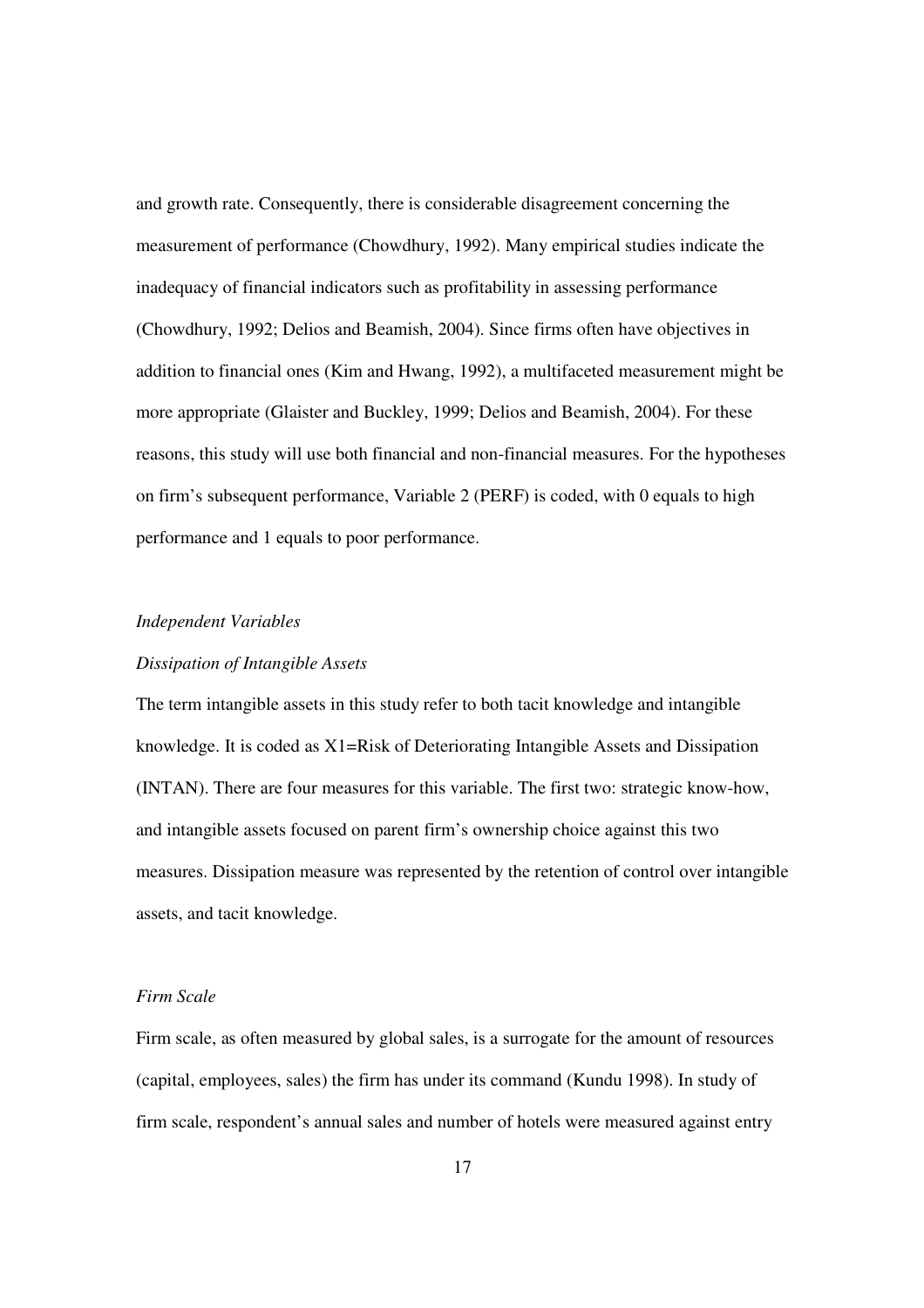and growth rate. Consequently, there is considerable disagreement concerning the measurement of performance (Chowdhury, 1992). Many empirical studies indicate the inadequacy of financial indicators such as profitability in assessing performance (Chowdhury, 1992; Delios and Beamish, 2004). Since firms often have objectives in addition to financial ones (Kim and Hwang, 1992), a multifaceted measurement might be more appropriate (Glaister and Buckley, 1999; Delios and Beamish, 2004). For these reasons, this study will use both financial and non-financial measures. For the hypotheses on firm's subsequent performance, Variable 2 (PERF) is coded, with 0 equals to high performance and 1 equals to poor performance.

*Independent Variables*

*Dissipation of Intangible Assets*

The term intangible assets in this study refer to both tacit knowledge and intangible knowledge. It is coded as X1=Risk of Deteriorating Intangible Assets and Dissipation (INTAN). There are four measures for this variable. The first two: strategic know-how, and intangible assets focused on parent firm's ownership choice against this two measures. Dissipation measure was represented by the retention of control over intangible assets, and tacit knowledge.

*Firm Scale*

Firm scale, as often measured by global sales, is a surrogate for the amount of resources (capital, employees, sales) the firm has under its command (Kundu 1998). In study of firm scale, respondent's annual sales and number of hotels were measured against entry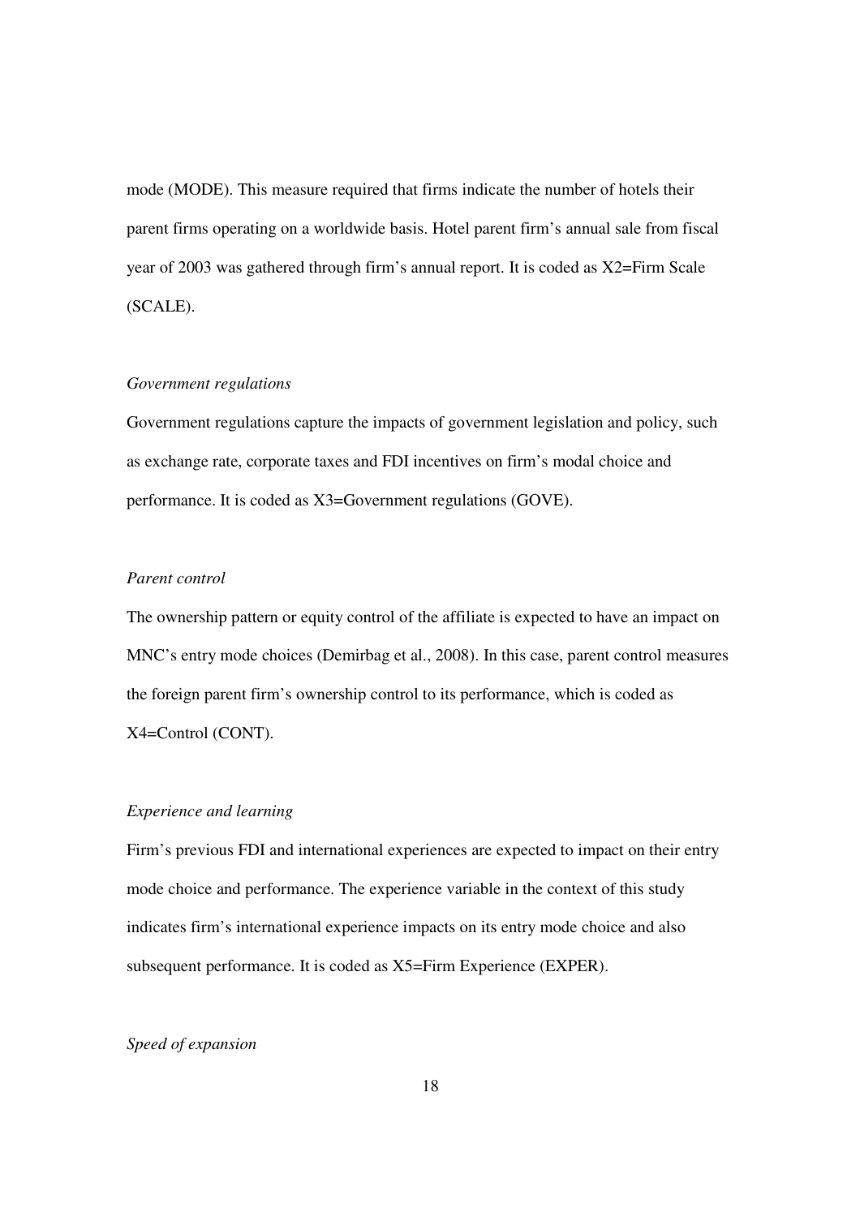mode (MODE). This measure required that firms indicate the number of hotels their parent firms operating on a worldwide basis. Hotel parent firm's annual sale from fiscal year of 2003 was gathered through firm's annual report. It is coded as X2=Firm Scale (SCALE).

*Government regulations*

Government regulations capture the impacts of government legislation and policy, such as exchange rate, corporate taxes and FDI incentives on firm's modal choice and performance. It is coded as X3=Government regulations (GOVE).

*Parent control*

The ownership pattern or equity control of the affiliate is expected to have an impact on MNC's entry mode choices (Demirbag et al., 2008). In this case, parent control measures the foreign parent firm's ownership control to its performance, which is coded as X4=Control (CONT).

*Experience and learning*

Firm's previous FDI and international experiences are expected to impact on their entry mode choice and performance. The experience variable in the context of this study indicates firm's international experience impacts on its entry mode choice and also subsequent performance. It is coded as X5=Firm Experience (EXPER).

*Speed of expansion*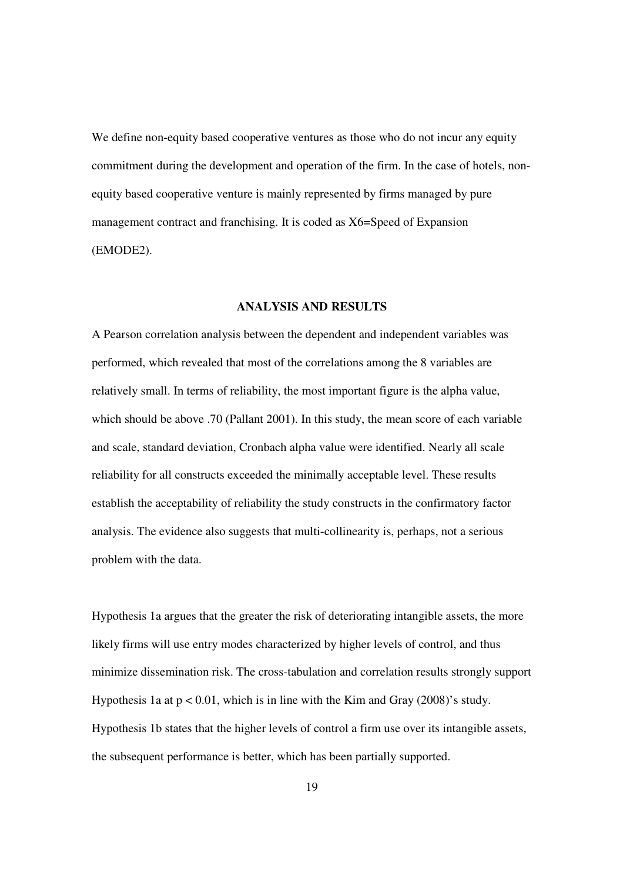We define non-equity based cooperative ventures as those who do not incur any equity commitment during the development and operation of the firm. In the case of hotels, non-equity based cooperative venture is mainly represented by firms managed by pure management contract and franchising. It is coded as X6=Speed of Expansion (EMODE2).

## ANALYSIS AND RESULTS

A Pearson correlation analysis between the dependent and independent variables was performed, which revealed that most of the correlations among the 8 variables are relatively small. In terms of reliability, the most important figure is the alpha value, which should be above .70 (Pallant 2001). In this study, the mean score of each variable and scale, standard deviation, Cronbach alpha value were identified. Nearly all scale reliability for all constructs exceeded the minimally acceptable level. These results establish the acceptability of reliability the study constructs in the confirmatory factor analysis. The evidence also suggests that multi-collinearity is, perhaps, not a serious problem with the data.

Hypothesis 1a argues that the greater the risk of deteriorating intangible assets, the more likely firms will use entry modes characterized by higher levels of control, and thus minimize dissemination risk. The cross-tabulation and correlation results strongly support Hypothesis 1a at $p < 0.01$, which is in line with the Kim and Gray (2008)'s study. Hypothesis 1b states that the higher levels of control a firm use over its intangible assets, the subsequent performance is better, which has been partially supported.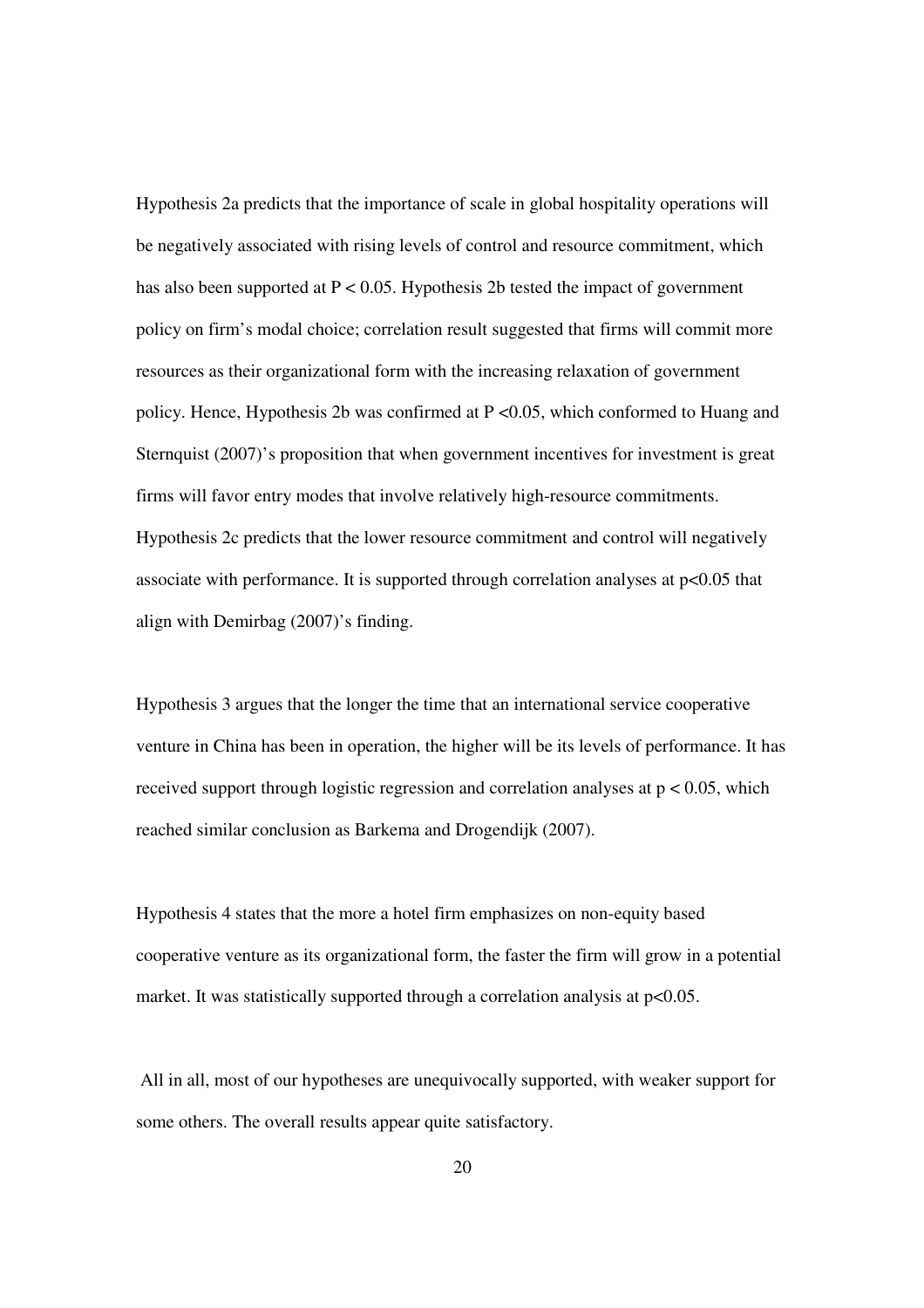Hypothesis 2a predicts that the importance of scale in global hospitality operations will be negatively associated with rising levels of control and resource commitment, which has also been supported at $P < 0.05$. Hypothesis 2b tested the impact of government policy on firm's modal choice; correlation result suggested that firms will commit more resources as their organizational form with the increasing relaxation of government policy. Hence, Hypothesis 2b was confirmed at $P < 0.05$, which conformed to Huang and Sternquist (2007)'s proposition that when government incentives for investment is great firms will favor entry modes that involve relatively high-resource commitments. Hypothesis 2c predicts that the lower resource commitment and control will negatively associate with performance. It is supported through correlation analyses at $p < 0.05$ that align with Demirbag (2007)'s finding.

Hypothesis 3 argues that the longer the time that an international service cooperative venture in China has been in operation, the higher will be its levels of performance. It has received support through logistic regression and correlation analyses at $p < 0.05$, which reached similar conclusion as Barkema and Drogendijk (2007).

Hypothesis 4 states that the more a hotel firm emphasizes on non-equity based cooperative venture as its organizational form, the faster the firm will grow in a potential market. It was statistically supported through a correlation analysis at $p < 0.05$.

All in all, most of our hypotheses are unequivocally supported, with weaker support for some others. The overall results appear quite satisfactory.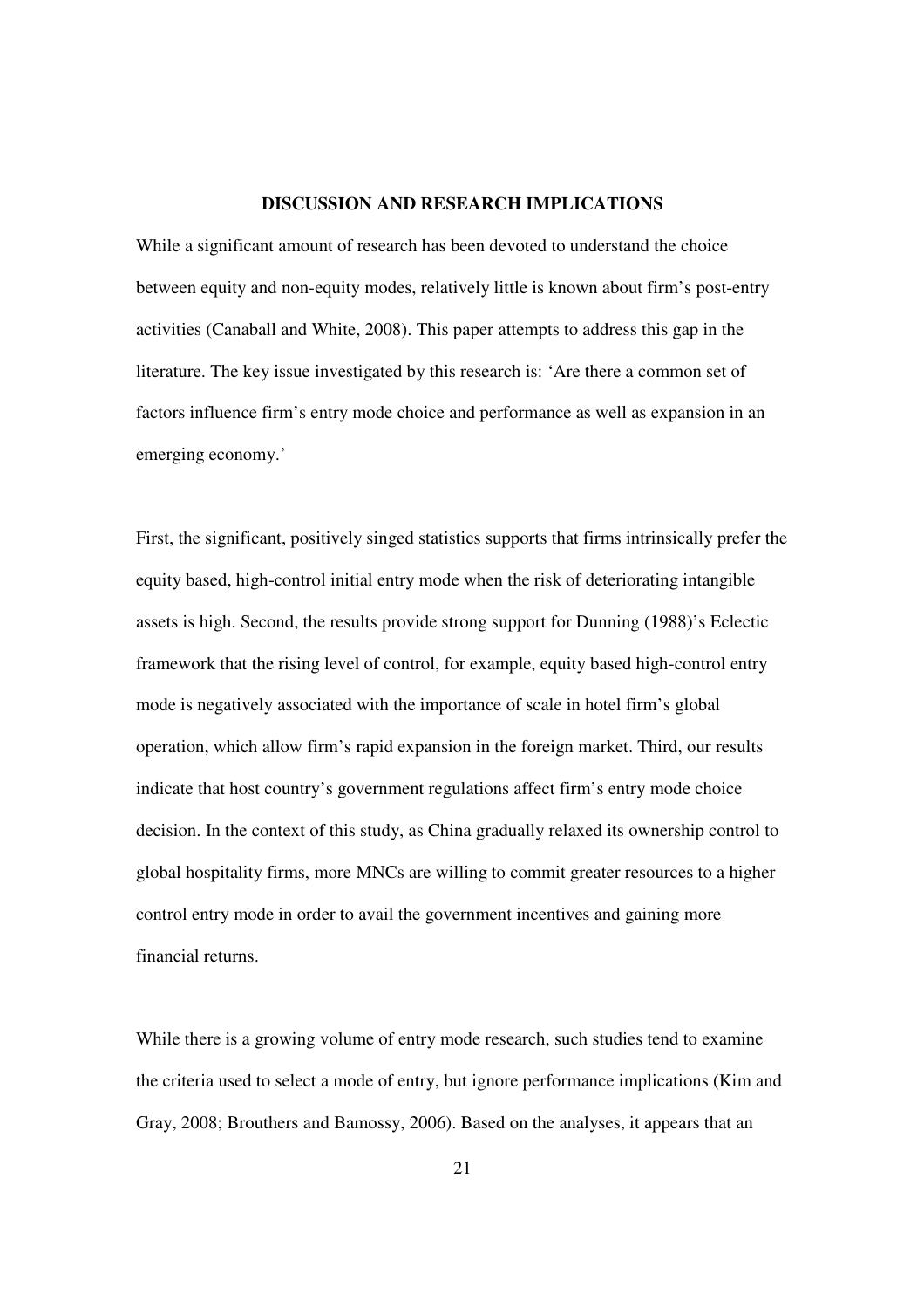## DISCUSSION AND RESEARCH IMPLICATIONS

While a significant amount of research has been devoted to understand the choice between equity and non-equity modes, relatively little is known about firm's post-entry activities (Canaball and White, 2008). This paper attempts to address this gap in the literature. The key issue investigated by this research is: 'Are there a common set of factors influence firm's entry mode choice and performance as well as expansion in an emerging economy.'

First, the significant, positively singed statistics supports that firms intrinsically prefer the equity based, high-control initial entry mode when the risk of deteriorating intangible assets is high. Second, the results provide strong support for Dunning (1988)'s Eclectic framework that the rising level of control, for example, equity based high-control entry mode is negatively associated with the importance of scale in hotel firm's global operation, which allow firm's rapid expansion in the foreign market. Third, our results indicate that host country's government regulations affect firm's entry mode choice decision. In the context of this study, as China gradually relaxed its ownership control to global hospitality firms, more MNCs are willing to commit greater resources to a higher control entry mode in order to avail the government incentives and gaining more financial returns.

While there is a growing volume of entry mode research, such studies tend to examine the criteria used to select a mode of entry, but ignore performance implications (Kim and Gray, 2008; Brouthers and Bamossy, 2006). Based on the analyses, it appears that an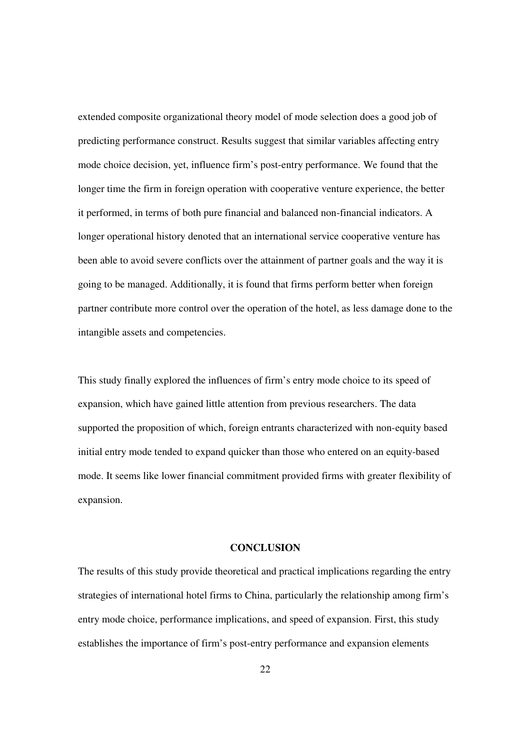extended composite organizational theory model of mode selection does a good job of predicting performance construct. Results suggest that similar variables affecting entry mode choice decision, yet, influence firm's post-entry performance. We found that the longer time the firm in foreign operation with cooperative venture experience, the better it performed, in terms of both pure financial and balanced non-financial indicators. A longer operational history denoted that an international service cooperative venture has been able to avoid severe conflicts over the attainment of partner goals and the way it is going to be managed. Additionally, it is found that firms perform better when foreign partner contribute more control over the operation of the hotel, as less damage done to the intangible assets and competencies.

This study finally explored the influences of firm's entry mode choice to its speed of expansion, which have gained little attention from previous researchers. The data supported the proposition of which, foreign entrants characterized with non-equity based initial entry mode tended to expand quicker than those who entered on an equity-based mode. It seems like lower financial commitment provided firms with greater flexibility of expansion.

## CONCLUSION

The results of this study provide theoretical and practical implications regarding the entry strategies of international hotel firms to China, particularly the relationship among firm's entry mode choice, performance implications, and speed of expansion. First, this study establishes the importance of firm's post-entry performance and expansion elements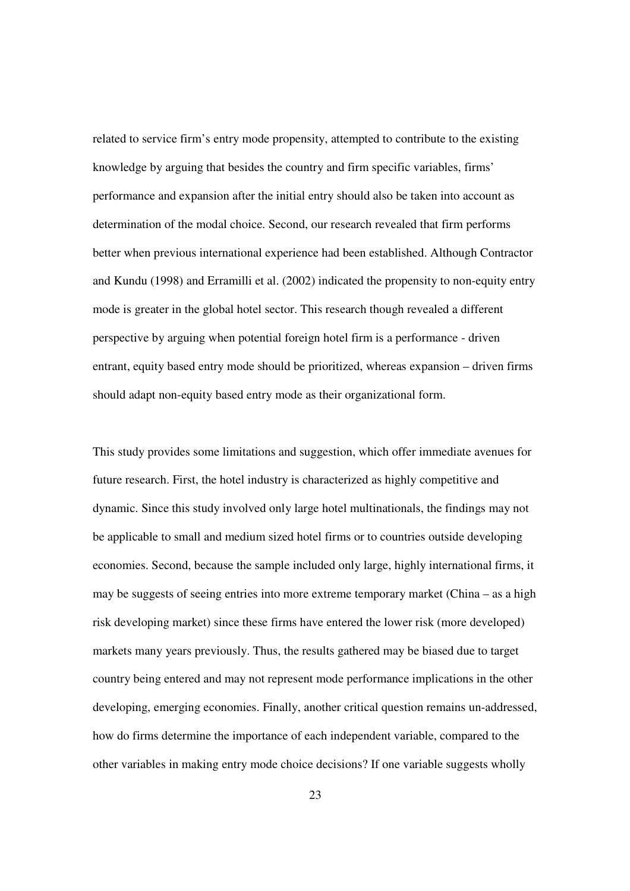related to service firm's entry mode propensity, attempted to contribute to the existing knowledge by arguing that besides the country and firm specific variables, firms' performance and expansion after the initial entry should also be taken into account as determination of the modal choice. Second, our research revealed that firm performs better when previous international experience had been established. Although Contractor and Kundu (1998) and Erramilli et al. (2002) indicated the propensity to non-equity entry mode is greater in the global hotel sector. This research though revealed a different perspective by arguing when potential foreign hotel firm is a performance - driven entrant, equity based entry mode should be prioritized, whereas expansion – driven firms should adapt non-equity based entry mode as their organizational form.

This study provides some limitations and suggestion, which offer immediate avenues for future research. First, the hotel industry is characterized as highly competitive and dynamic. Since this study involved only large hotel multinationals, the findings may not be applicable to small and medium sized hotel firms or to countries outside developing economies. Second, because the sample included only large, highly international firms, it may be suggests of seeing entries into more extreme temporary market (China – as a high risk developing market) since these firms have entered the lower risk (more developed) markets many years previously. Thus, the results gathered may be biased due to target country being entered and may not represent mode performance implications in the other developing, emerging economies. Finally, another critical question remains un-addressed, how do firms determine the importance of each independent variable, compared to the other variables in making entry mode choice decisions? If one variable suggests wholly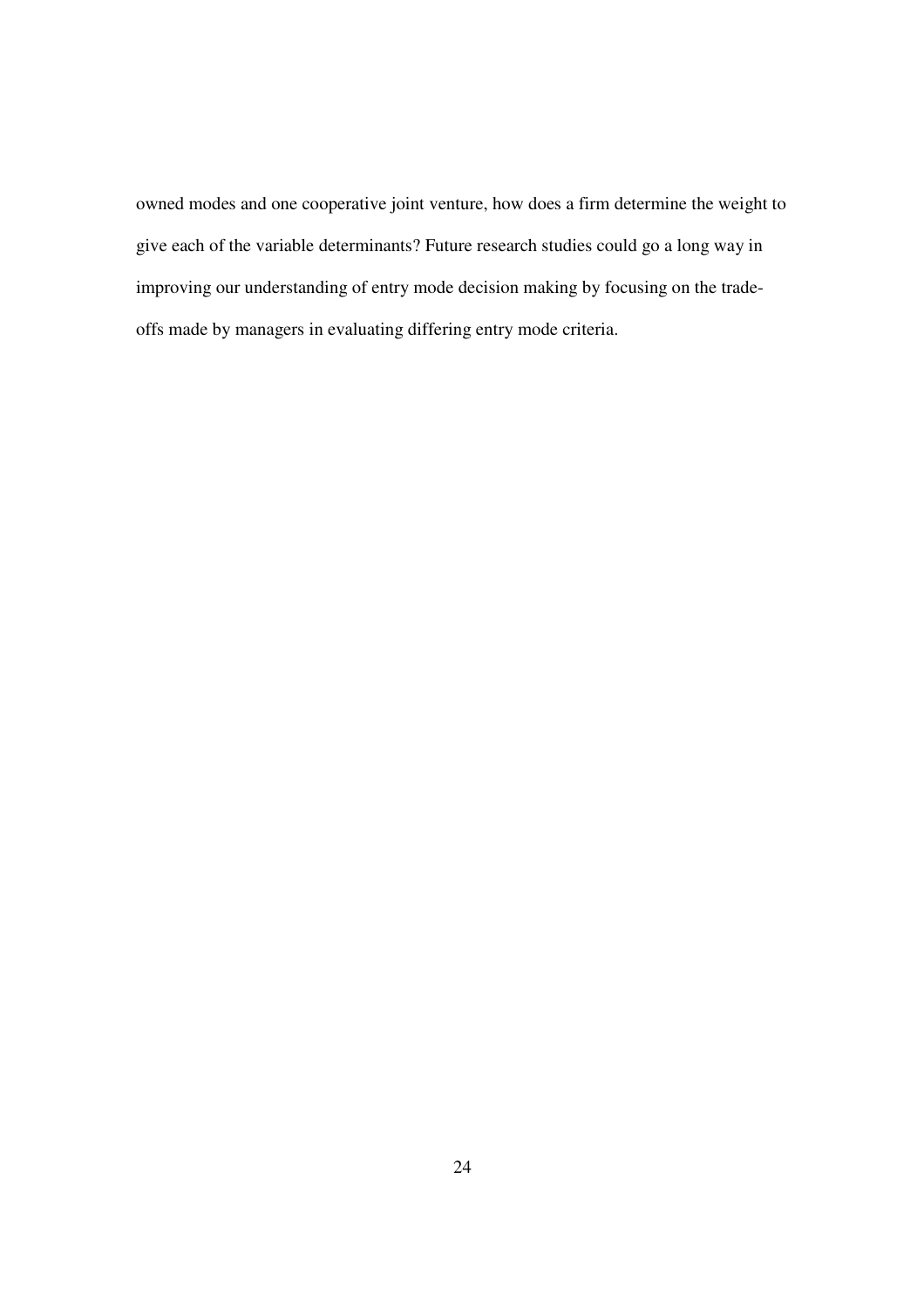owned modes and one cooperative joint venture, how does a firm determine the weight to give each of the variable determinants? Future research studies could go a long way in improving our understanding of entry mode decision making by focusing on the trade-offs made by managers in evaluating differing entry mode criteria.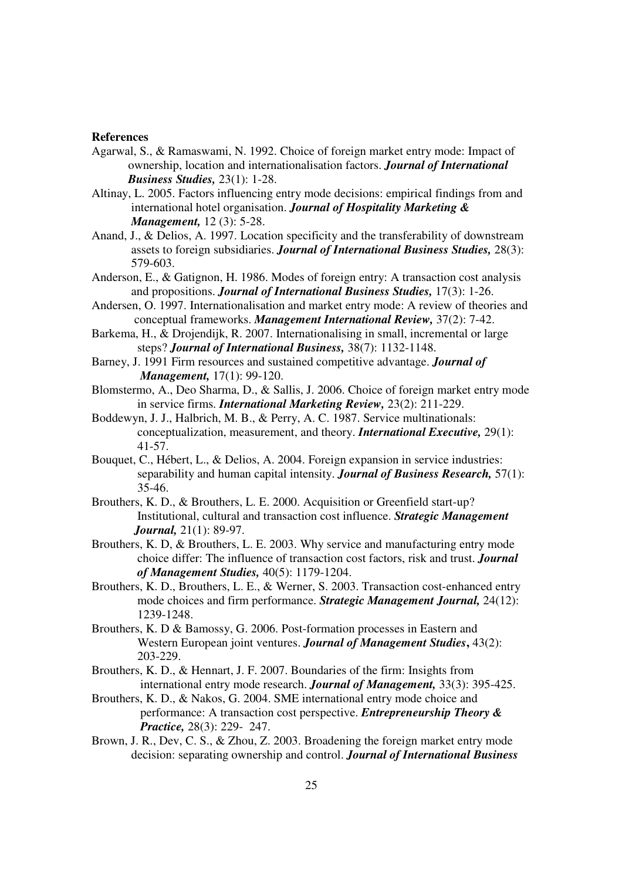**References**

Agarwal, S., & Ramaswami, N. 1992. Choice of foreign market entry mode: Impact of ownership, location and internationalisation factors. ***Journal of International Business Studies,*** 23(1): 1-28.

Altinay, L. 2005. Factors influencing entry mode decisions: empirical findings from and international hotel organisation. ***Journal of Hospitality Marketing & Management,*** 12 (3): 5-28.

Anand, J., & Delios, A. 1997. Location specificity and the transferability of downstream assets to foreign subsidiaries. ***Journal of International Business Studies,*** 28(3): 579-603.

Anderson, E., & Gatignon, H. 1986. Modes of foreign entry: A transaction cost analysis and propositions. ***Journal of International Business Studies,*** 17(3): 1-26.

Andersen, O. 1997. Internationalisation and market entry mode: A review of theories and conceptual frameworks. ***Management International Review,*** 37(2): 7-42.

Barkema, H., & Drojendijk, R. 2007. Internationalising in small, incremental or large steps? ***Journal of International Business,*** 38(7): 1132-1148.

Barney, J. 1991 Firm resources and sustained competitive advantage. ***Journal of Management,*** 17(1): 99-120.

Blomstermo, A., Deo Sharma, D., & Sallis, J. 2006. Choice of foreign market entry mode in service firms. ***International Marketing Review,*** 23(2): 211-229.

Boddewyn, J. J., Halbrich, M. B., & Perry, A. C. 1987. Service multinationals: conceptualization, measurement, and theory. ***International Executive,*** 29(1): 41-57.

Bouquet, C., Hébert, L., & Delios, A. 2004. Foreign expansion in service industries: separability and human capital intensity. ***Journal of Business Research,*** 57(1): 35-46.

Brouthers, K. D., & Brouthers, L. E. 2000. Acquisition or Greenfield start-up? Institutional, cultural and transaction cost influence. ***Strategic Management Journal,*** 21(1): 89-97.

Brouthers, K. D, & Brouthers, L. E. 2003. Why service and manufacturing entry mode choice differ: The influence of transaction cost factors, risk and trust. ***Journal of Management Studies,*** 40(5): 1179-1204.

Brouthers, K. D., Brouthers, L. E., & Werner, S. 2003. Transaction cost-enhanced entry mode choices and firm performance. ***Strategic Management Journal,*** 24(12): 1239-1248.

Brouthers, K. D & Bamossy, G. 2006. Post-formation processes in Eastern and Western European joint ventures. ***Journal of Management Studies*****,** 43(2): 203-229.

Brouthers, K. D., & Hennart, J. F. 2007. Boundaries of the firm: Insights from international entry mode research. ***Journal of Management,*** 33(3): 395-425.

Brouthers, K. D., & Nakos, G. 2004. SME international entry mode choice and performance: A transaction cost perspective. ***Entrepreneurship Theory & Practice,*** 28(3): 229- 247.

Brown, J. R., Dev, C. S., & Zhou, Z. 2003. Broadening the foreign market entry mode decision: separating ownership and control. ***Journal of International Business***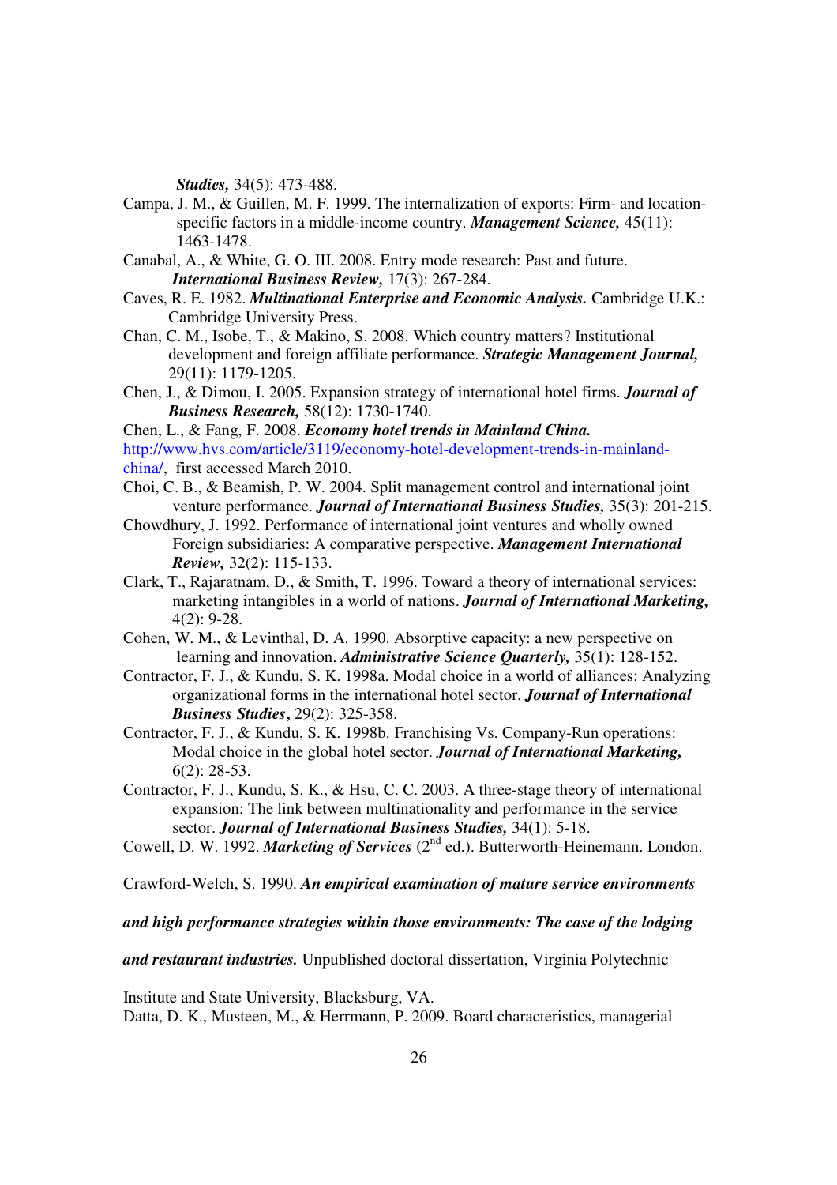***Studies,*** 34(5): 473-488.

Campa, J. M., & Guillen, M. F. 1999. The internalization of exports: Firm- and location-specific factors in a middle-income country. ***Management Science,*** 45(11): 1463-1478.

Canabal, A., & White, G. O. III. 2008. Entry mode research: Past and future. ***International Business Review,*** 17(3): 267-284.

Caves, R. E. 1982. ***Multinational Enterprise and Economic Analysis.*** Cambridge U.K.: Cambridge University Press.

Chan, C. M., Isobe, T., & Makino, S. 2008. Which country matters? Institutional development and foreign affiliate performance. ***Strategic Management Journal,*** 29(11): 1179-1205.

Chen, J., & Dimou, I. 2005. Expansion strategy of international hotel firms. ***Journal of Business Research,*** 58(12): 1730-1740.

Chen, L., & Fang, F. 2008. ***Economy hotel trends in Mainland China.*** http://www.hvs.com/article/3119/economy-hotel-development-trends-in-mainland-china/, first accessed March 2010.

Choi, C. B., & Beamish, P. W. 2004. Split management control and international joint venture performance. ***Journal of International Business Studies,*** 35(3): 201-215.

Chowdhury, J. 1992. Performance of international joint ventures and wholly owned Foreign subsidiaries: A comparative perspective. ***Management International Review,*** 32(2): 115-133.

Clark, T., Rajaratnam, D., & Smith, T. 1996. Toward a theory of international services: marketing intangibles in a world of nations. ***Journal of International Marketing,*** 4(2): 9-28.

Cohen, W. M., & Levinthal, D. A. 1990. Absorptive capacity: a new perspective on learning and innovation. ***Administrative Science Quarterly,*** 35(1): 128-152.

Contractor, F. J., & Kundu, S. K. 1998a. Modal choice in a world of alliances: Analyzing organizational forms in the international hotel sector. ***Journal of International Business Studies*****,** 29(2): 325-358.

Contractor, F. J., & Kundu, S. K. 1998b. Franchising Vs. Company-Run operations: Modal choice in the global hotel sector. ***Journal of International Marketing,*** 6(2): 28-53.

Contractor, F. J., Kundu, S. K., & Hsu, C. C. 2003. A three-stage theory of international expansion: The link between multinationality and performance in the service sector. ***Journal of International Business Studies,*** 34(1): 5-18.

Cowell, D. W. 1992. ***Marketing of Services*** (2nd ed.). Butterworth-Heinemann. London.

Crawford-Welch, S. 1990. ***An empirical examination of mature service environments and high performance strategies within those environments: The case of the lodging and restaurant industries.*** Unpublished doctoral dissertation, Virginia Polytechnic Institute and State University, Blacksburg, VA.

Datta, D. K., Musteen, M., & Herrmann, P. 2009. Board characteristics, managerial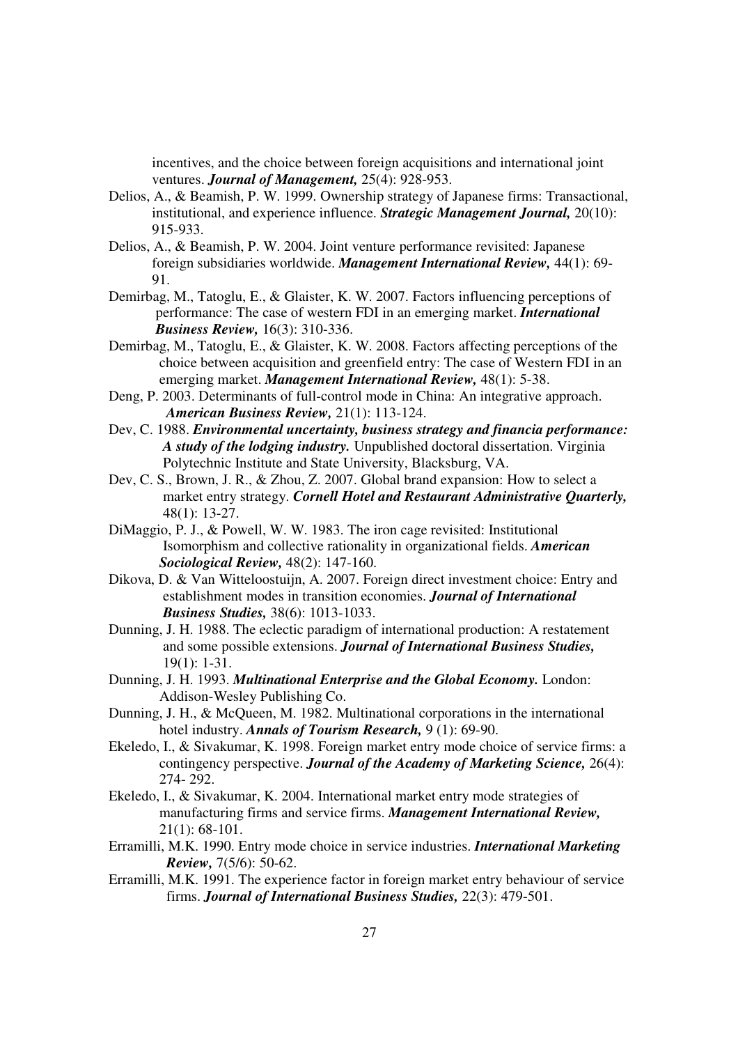incentives, and the choice between foreign acquisitions and international joint ventures. ***Journal of Management,*** 25(4): 928-953.

Delios, A., & Beamish, P. W. 1999. Ownership strategy of Japanese firms: Transactional, institutional, and experience influence. ***Strategic Management Journal,*** 20(10): 915-933.

Delios, A., & Beamish, P. W. 2004. Joint venture performance revisited: Japanese foreign subsidiaries worldwide. ***Management International Review,*** 44(1): 69-91.

Demirbag, M., Tatoglu, E., & Glaister, K. W. 2007. Factors influencing perceptions of performance: The case of western FDI in an emerging market. ***International Business Review,*** 16(3): 310-336.

Demirbag, M., Tatoglu, E., & Glaister, K. W. 2008. Factors affecting perceptions of the choice between acquisition and greenfield entry: The case of Western FDI in an emerging market. ***Management International Review,*** 48(1): 5-38.

Deng, P. 2003. Determinants of full-control mode in China: An integrative approach. ***American Business Review,*** 21(1): 113-124.

Dev, C. 1988. ***Environmental uncertainty, business strategy and financia performance: A study of the lodging industry.*** Unpublished doctoral dissertation. Virginia Polytechnic Institute and State University, Blacksburg, VA.

Dev, C. S., Brown, J. R., & Zhou, Z. 2007. Global brand expansion: How to select a market entry strategy. ***Cornell Hotel and Restaurant Administrative Quarterly,*** 48(1): 13-27.

DiMaggio, P. J., & Powell, W. W. 1983. The iron cage revisited: Institutional Isomorphism and collective rationality in organizational fields. ***American Sociological Review,*** 48(2): 147-160.

Dikova, D. & Van Witteloostuijn, A. 2007. Foreign direct investment choice: Entry and establishment modes in transition economies. ***Journal of International Business Studies,*** 38(6): 1013-1033.

Dunning, J. H. 1988. The eclectic paradigm of international production: A restatement and some possible extensions. ***Journal of International Business Studies,*** 19(1): 1-31.

Dunning, J. H. 1993. ***Multinational Enterprise and the Global Economy.*** London: Addison-Wesley Publishing Co.

Dunning, J. H., & McQueen, M. 1982. Multinational corporations in the international hotel industry. ***Annals of Tourism Research,*** 9 (1): 69-90.

Ekeledo, I., & Sivakumar, K. 1998. Foreign market entry mode choice of service firms: a contingency perspective. ***Journal of the Academy of Marketing Science,*** 26(4): 274- 292.

Ekeledo, I., & Sivakumar, K. 2004. International market entry mode strategies of manufacturing firms and service firms. ***Management International Review,*** 21(1): 68-101.

Erramilli, M.K. 1990. Entry mode choice in service industries. ***International Marketing Review,*** 7(5/6): 50-62.

Erramilli, M.K. 1991. The experience factor in foreign market entry behaviour of service firms. ***Journal of International Business Studies,*** 22(3): 479-501.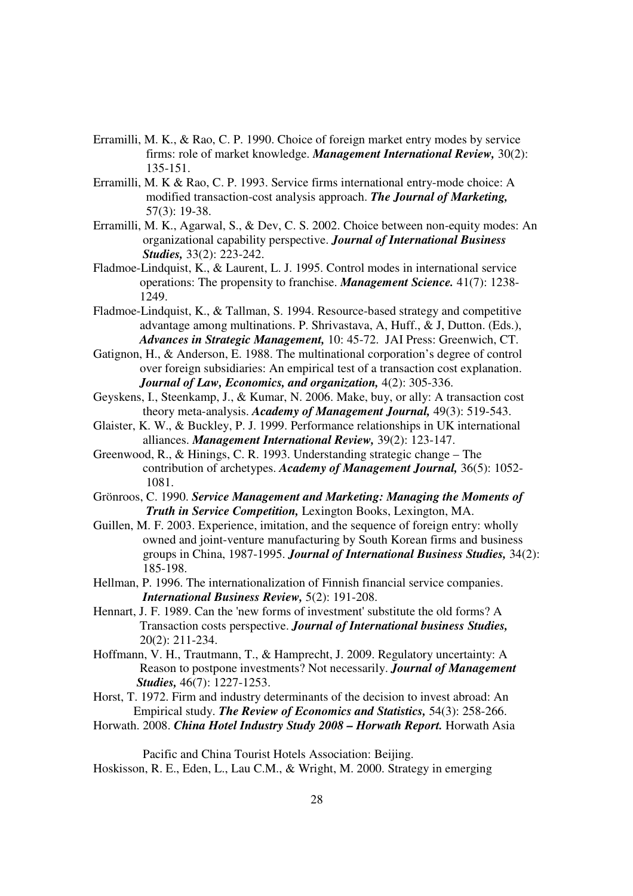Erramilli, M. K., & Rao, C. P. 1990. Choice of foreign market entry modes by service firms: role of market knowledge. ***Management International Review,*** 30(2): 135-151.

Erramilli, M. K & Rao, C. P. 1993. Service firms international entry-mode choice: A modified transaction-cost analysis approach. ***The Journal of Marketing,*** 57(3): 19-38.

Erramilli, M. K., Agarwal, S., & Dev, C. S. 2002. Choice between non-equity modes: An organizational capability perspective. ***Journal of International Business Studies,*** 33(2): 223-242.

Fladmoe-Lindquist, K., & Laurent, L. J. 1995. Control modes in international service operations: The propensity to franchise. ***Management Science.*** 41(7): 1238-1249.

Fladmoe-Lindquist, K., & Tallman, S. 1994. Resource-based strategy and competitive advantage among multinations. P. Shrivastava, A, Huff., & J, Dutton. (Eds.), ***Advances in Strategic Management,*** 10: 45-72. JAI Press: Greenwich, CT.

Gatignon, H., & Anderson, E. 1988. The multinational corporation's degree of control over foreign subsidiaries: An empirical test of a transaction cost explanation. ***Journal of Law, Economics, and organization,*** 4(2): 305-336.

Geyskens, I., Steenkamp, J., & Kumar, N. 2006. Make, buy, or ally: A transaction cost theory meta-analysis. ***Academy of Management Journal,*** 49(3): 519-543.

Glaister, K. W., & Buckley, P. J. 1999. Performance relationships in UK international alliances. ***Management International Review,*** 39(2): 123-147.

Greenwood, R., & Hinings, C. R. 1993. Understanding strategic change – The contribution of archetypes. ***Academy of Management Journal,*** 36(5): 1052-1081.

Grönroos, C. 1990. ***Service Management and Marketing: Managing the Moments of Truth in Service Competition,*** Lexington Books, Lexington, MA.

Guillen, M. F. 2003. Experience, imitation, and the sequence of foreign entry: wholly owned and joint-venture manufacturing by South Korean firms and business groups in China, 1987-1995. ***Journal of International Business Studies,*** 34(2): 185-198.

Hellman, P. 1996. The internationalization of Finnish financial service companies. ***International Business Review,*** 5(2): 191-208.

Hennart, J. F. 1989. Can the 'new forms of investment' substitute the old forms? A Transaction costs perspective. ***Journal of International business Studies,*** 20(2): 211-234.

Hoffmann, V. H., Trautmann, T., & Hamprecht, J. 2009. Regulatory uncertainty: A Reason to postpone investments? Not necessarily. ***Journal of Management Studies,*** 46(7): 1227-1253.

Horst, T. 1972. Firm and industry determinants of the decision to invest abroad: An Empirical study. ***The Review of Economics and Statistics,*** 54(3): 258-266.

Horwath. 2008. ***China Hotel Industry Study 2008 – Horwath Report.*** Horwath Asia Pacific and China Tourist Hotels Association: Beijing.

Hoskisson, R. E., Eden, L., Lau C.M., & Wright, M. 2000. Strategy in emerging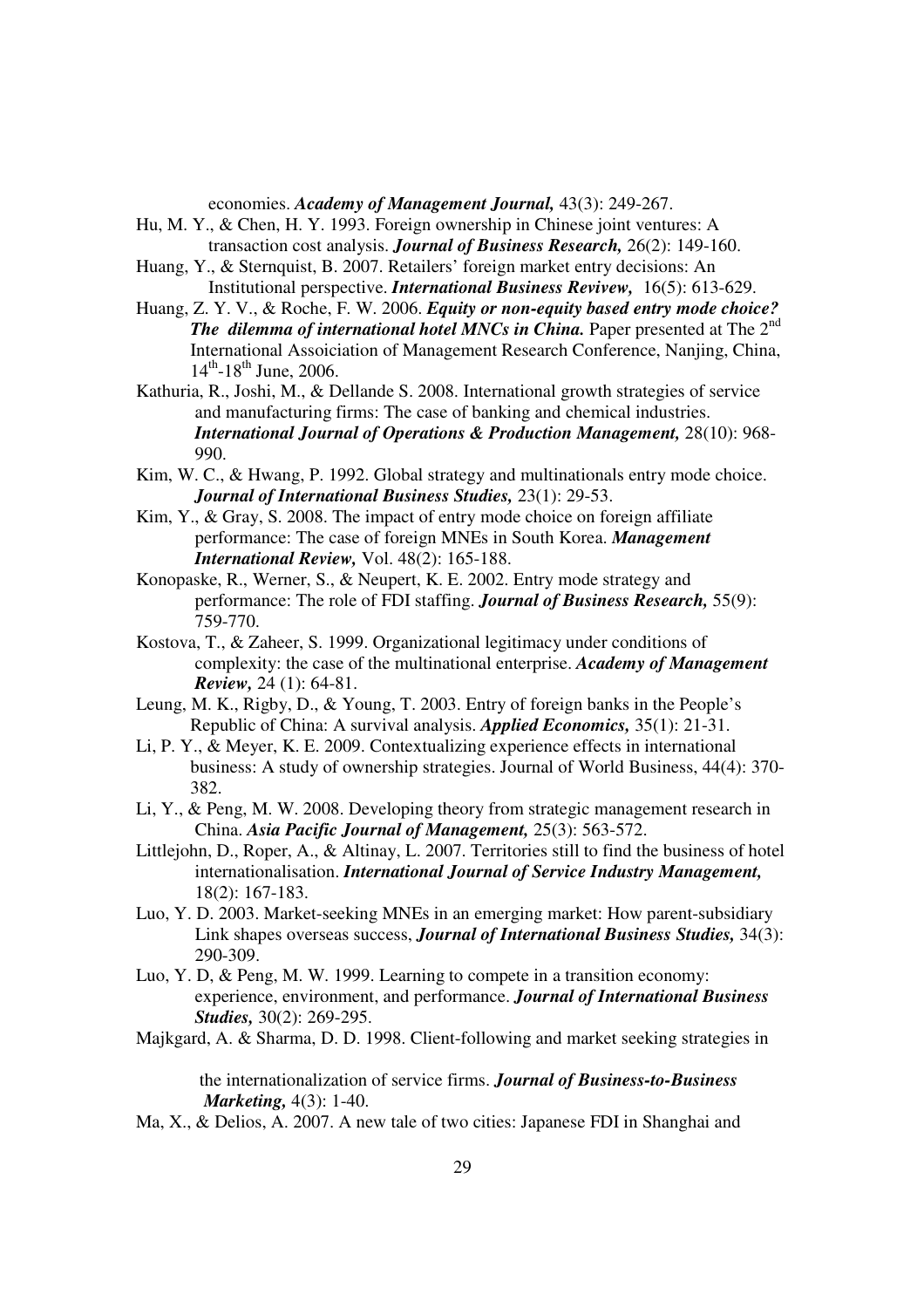economies. ***Academy of Management Journal,*** 43(3): 249-267.

Hu, M. Y., & Chen, H. Y. 1993. Foreign ownership in Chinese joint ventures: A transaction cost analysis. ***Journal of Business Research,*** 26(2): 149-160.

Huang, Y., & Sternquist, B. 2007. Retailers' foreign market entry decisions: An Institutional perspective. ***International Business Revivew,*** 16(5): 613-629.

Huang, Z. Y. V., & Roche, F. W. 2006. ***Equity or non-equity based entry mode choice? The dilemma of international hotel MNCs in China.*** Paper presented at The 2nd International Assoiciation of Management Research Conference, Nanjing, China, 14th-18th June, 2006.

Kathuria, R., Joshi, M., & Dellande S. 2008. International growth strategies of service and manufacturing firms: The case of banking and chemical industries. ***International Journal of Operations & Production Management,*** 28(10): 968-990.

Kim, W. C., & Hwang, P. 1992. Global strategy and multinationals entry mode choice. ***Journal of International Business Studies,*** 23(1): 29-53.

Kim, Y., & Gray, S. 2008. The impact of entry mode choice on foreign affiliate performance: The case of foreign MNEs in South Korea. ***Management International Review,*** Vol. 48(2): 165-188.

Konopaske, R., Werner, S., & Neupert, K. E. 2002. Entry mode strategy and performance: The role of FDI staffing. ***Journal of Business Research,*** 55(9): 759-770.

Kostova, T., & Zaheer, S. 1999. Organizational legitimacy under conditions of complexity: the case of the multinational enterprise. ***Academy of Management Review,*** 24 (1): 64-81.

Leung, M. K., Rigby, D., & Young, T. 2003. Entry of foreign banks in the People's Republic of China: A survival analysis. ***Applied Economics,*** 35(1): 21-31.

Li, P. Y., & Meyer, K. E. 2009. Contextualizing experience effects in international business: A study of ownership strategies. Journal of World Business, 44(4): 370-382.

Li, Y., & Peng, M. W. 2008. Developing theory from strategic management research in China. ***Asia Pacific Journal of Management,*** 25(3): 563-572.

Littlejohn, D., Roper, A., & Altinay, L. 2007. Territories still to find the business of hotel internationalisation. ***International Journal of Service Industry Management,*** 18(2): 167-183.

Luo, Y. D. 2003. Market-seeking MNEs in an emerging market: How parent-subsidiary Link shapes overseas success, ***Journal of International Business Studies,*** 34(3): 290-309.

Luo, Y. D, & Peng, M. W. 1999. Learning to compete in a transition economy: experience, environment, and performance. ***Journal of International Business Studies,*** 30(2): 269-295.

Majkgard, A. & Sharma, D. D. 1998. Client-following and market seeking strategies in the internationalization of service firms. ***Journal of Business-to-Business Marketing,*** 4(3): 1-40.

Ma, X., & Delios, A. 2007. A new tale of two cities: Japanese FDI in Shanghai and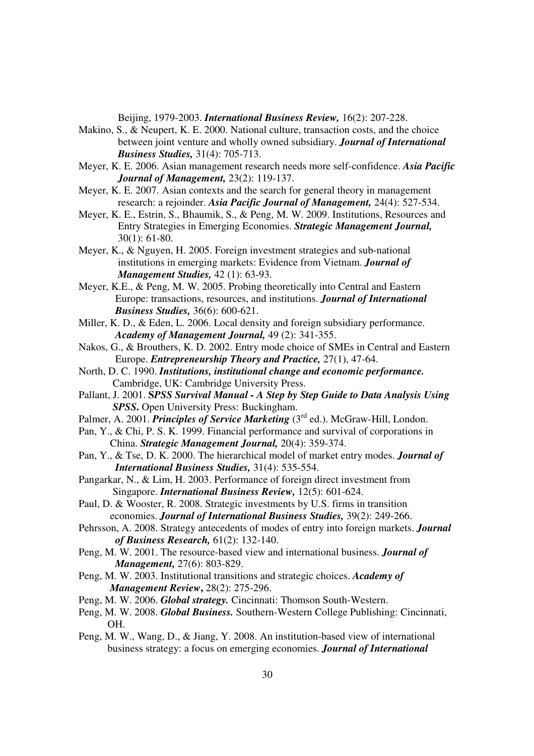Beijing, 1979-2003. ***International Business Review,*** 16(2): 207-228.

Makino, S., & Neupert, K. E. 2000. National culture, transaction costs, and the choice between joint venture and wholly owned subsidiary. ***Journal of International Business Studies,*** 31(4): 705-713.

Meyer, K. E. 2006. Asian management research needs more self-confidence. ***Asia Pacific Journal of Management,*** 23(2): 119-137.

Meyer, K. E. 2007. Asian contexts and the search for general theory in management research: a rejoinder. ***Asia Pacific Journal of Management,*** 24(4): 527-534.

Meyer, K. E., Estrin, S., Bhaumik, S., & Peng, M. W. 2009. Institutions, Resources and Entry Strategies in Emerging Economies. ***Strategic Management Journal,*** 30(1): 61-80.

Meyer, K., & Nguyen, H. 2005. Foreign investment strategies and sub-national institutions in emerging markets: Evidence from Vietnam. ***Journal of Management Studies,*** 42 (1): 63-93.

Meyer, K.E., & Peng, M. W. 2005. Probing theoretically into Central and Eastern Europe: transactions, resources, and institutions. ***Journal of International Business Studies,*** 36(6): 600-621.

Miller, K. D., & Eden, L. 2006. Local density and foreign subsidiary performance. ***Academy of Management Journal,*** 49 (2): 341-355.

Nakos, G., & Brouthers, K. D. 2002. Entry mode choice of SMEs in Central and Eastern Europe. ***Entrepreneurship Theory and Practice,*** 27(1), 47-64.

North, D. C. 1990. ***Institutions, institutional change and economic performance.*** Cambridge, UK: Cambridge University Press.

Pallant, J. 2001. **S*PSS Survival Manual - A Step by Step Guide to Data Analysis Using SPSS*.** Open University Press: Buckingham.

Palmer, A. 2001. ***Principles of Service Marketing*** (3rd ed.). McGraw-Hill, London.

Pan, Y., & Chi, P. S. K. 1999. Financial performance and survival of corporations in China. ***Strategic Management Journal,*** 20(4): 359-374.

Pan, Y., & Tse, D. K. 2000. The hierarchical model of market entry modes. ***Journal of International Business Studies,*** 31(4): 535-554.

Pangarkar, N., & Lim, H. 2003. Performance of foreign direct investment from Singapore. ***International Business Review,*** 12(5): 601-624.

Paul, D. & Wooster, R. 2008. Strategic investments by U.S. firms in transition economies. ***Journal of International Business Studies,*** 39(2): 249-266.

Pehrsson, A. 2008. Strategy antecedents of modes of entry into foreign markets. ***Journal of Business Research,*** 61(2): 132-140.

Peng, M. W. 2001. The resource-based view and international business. ***Journal of Management,*** 27(6): 803-829.

Peng, M. W. 2003. Institutional transitions and strategic choices. ***Academy of Management Review*****,** 28(2): 275-296.

Peng, M. W. 2006. ***Global strategy.*** Cincinnati: Thomson South-Western.

Peng, M. W. 2008. ***Global Business.*** Southern-Western College Publishing: Cincinnati, OH.

Peng, M. W., Wang, D., & Jiang, Y. 2008. An institution-based view of international business strategy: a focus on emerging economies. ***Journal of International***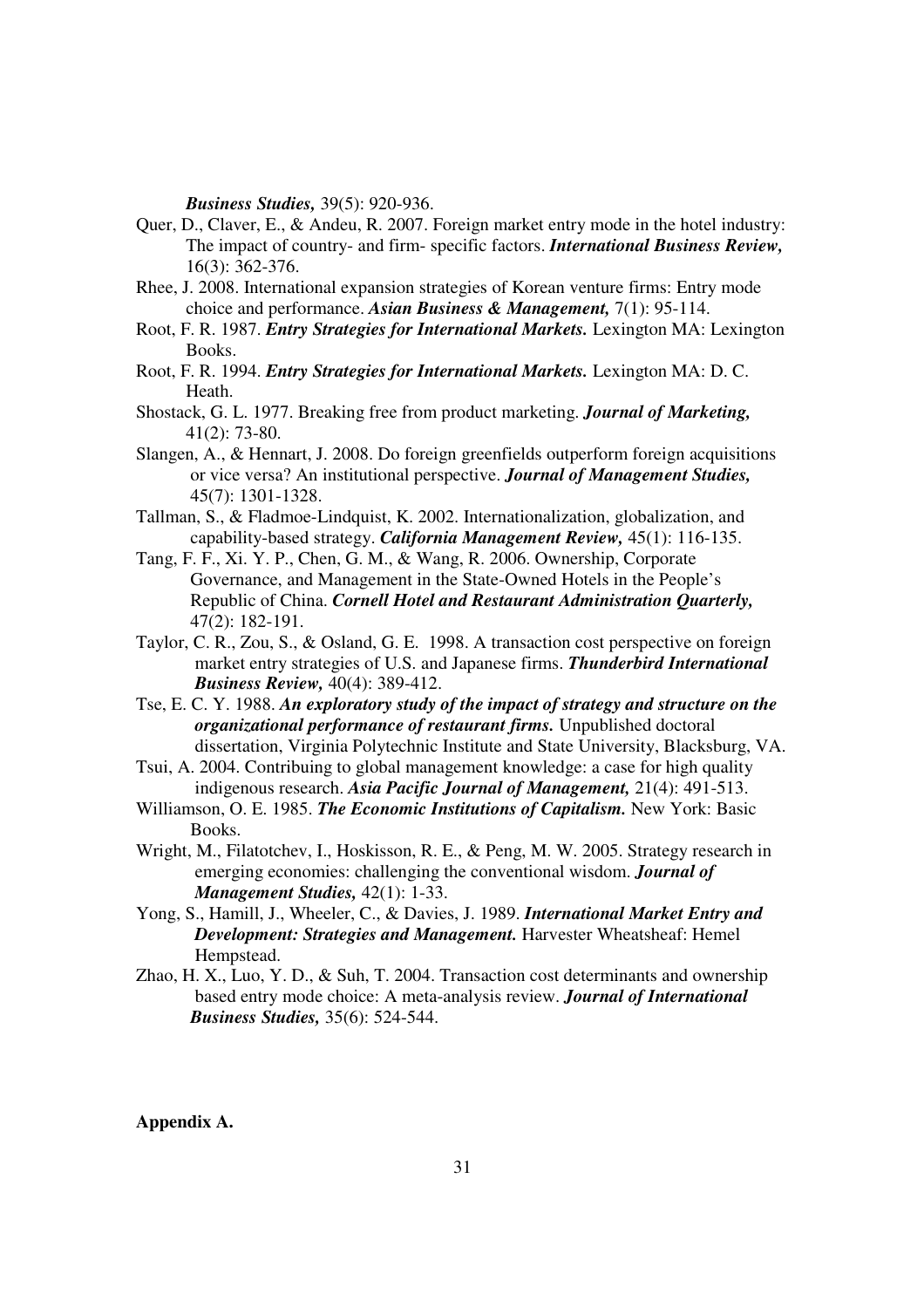*Business Studies,* 39(5): 920-936.

Quer, D., Claver, E., & Andeu, R. 2007. Foreign market entry mode in the hotel industry: The impact of country- and firm- specific factors. ***International Business Review,*** 16(3): 362-376.

Rhee, J. 2008. International expansion strategies of Korean venture firms: Entry mode choice and performance. ***Asian Business & Management,*** 7(1): 95-114.

Root, F. R. 1987. ***Entry Strategies for International Markets.*** Lexington MA: Lexington Books.

Root, F. R. 1994. ***Entry Strategies for International Markets.*** Lexington MA: D. C. Heath.

Shostack, G. L. 1977. Breaking free from product marketing. ***Journal of Marketing,*** 41(2): 73-80.

Slangen, A., & Hennart, J. 2008. Do foreign greenfields outperform foreign acquisitions or vice versa? An institutional perspective. ***Journal of Management Studies,*** 45(7): 1301-1328.

Tallman, S., & Fladmoe-Lindquist, K. 2002. Internationalization, globalization, and capability-based strategy. ***California Management Review,*** 45(1): 116-135.

Tang, F. F., Xi. Y. P., Chen, G. M., & Wang, R. 2006. Ownership, Corporate Governance, and Management in the State-Owned Hotels in the People's Republic of China. ***Cornell Hotel and Restaurant Administration Quarterly,*** 47(2): 182-191.

Taylor, C. R., Zou, S., & Osland, G. E. 1998. A transaction cost perspective on foreign market entry strategies of U.S. and Japanese firms. ***Thunderbird International Business Review,*** 40(4): 389-412.

Tse, E. C. Y. 1988. ***An exploratory study of the impact of strategy and structure on the organizational performance of restaurant firms.*** Unpublished doctoral dissertation, Virginia Polytechnic Institute and State University, Blacksburg, VA.

Tsui, A. 2004. Contribuing to global management knowledge: a case for high quality indigenous research. ***Asia Pacific Journal of Management,*** 21(4): 491-513.

Williamson, O. E. 1985. ***The Economic Institutions of Capitalism.*** New York: Basic Books.

Wright, M., Filatotchev, I., Hoskisson, R. E., & Peng, M. W. 2005. Strategy research in emerging economies: challenging the conventional wisdom. ***Journal of Management Studies,*** 42(1): 1-33.

Yong, S., Hamill, J., Wheeler, C., & Davies, J. 1989. ***International Market Entry and Development: Strategies and Management.*** Harvester Wheatsheaf: Hemel Hempstead.

Zhao, H. X., Luo, Y. D., & Suh, T. 2004. Transaction cost determinants and ownership based entry mode choice: A meta-analysis review. ***Journal of International Business Studies,*** 35(6): 524-544.

**Appendix A.**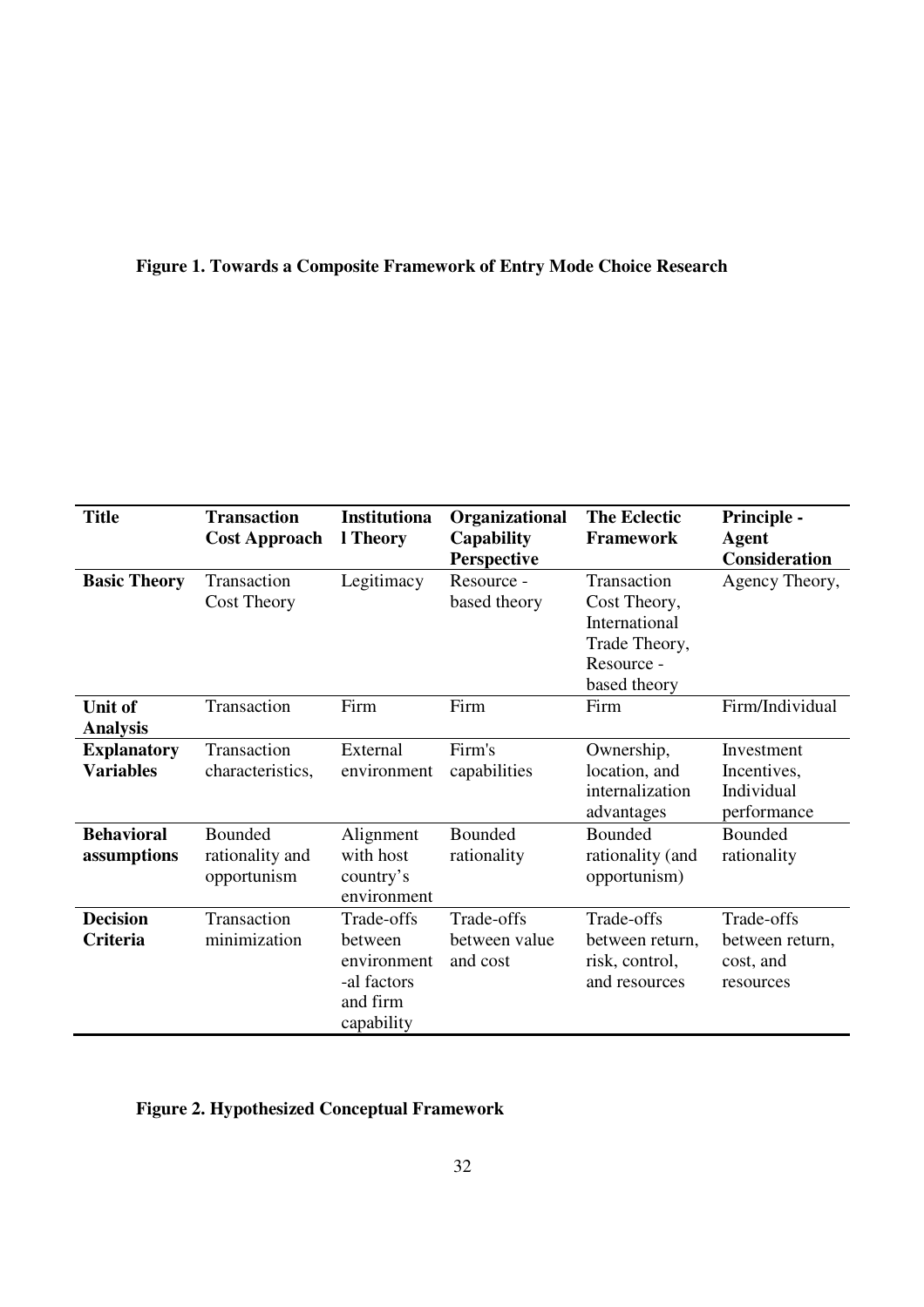**Figure 1. Towards a Composite Framework of Entry Mode Choice Research**

| Title | Transaction Cost Approach | Institutional Theory | Organizational Capability Perspective | The Eclectic Framework | Principle - Agent Consideration |
|---|---|---|---|---|---|
| **Basic Theory** | Transaction Cost Theory | Legitimacy | Resource - based theory | Transaction Cost Theory, International Trade Theory, Resource - based theory | Agency Theory, |
| **Unit of Analysis** | Transaction | Firm | Firm | Firm | Firm/Individual |
| **Explanatory Variables** | Transaction characteristics, | External environment | Firm's capabilities | Ownership, location, and internalization advantages | Investment Incentives, Individual performance |
| **Behavioral assumptions** | Bounded rationality and opportunism | Alignment with host country's environment | Bounded rationality | Bounded rationality (and opportunism) | Bounded rationality |
| **Decision Criteria** | Transaction minimization | Trade-offs between environmental factors and firm capability | Trade-offs between value and cost | Trade-offs between return, risk, control, and resources | Trade-offs between return, cost, and resources |

**Figure 2. Hypothesized Conceptual Framework**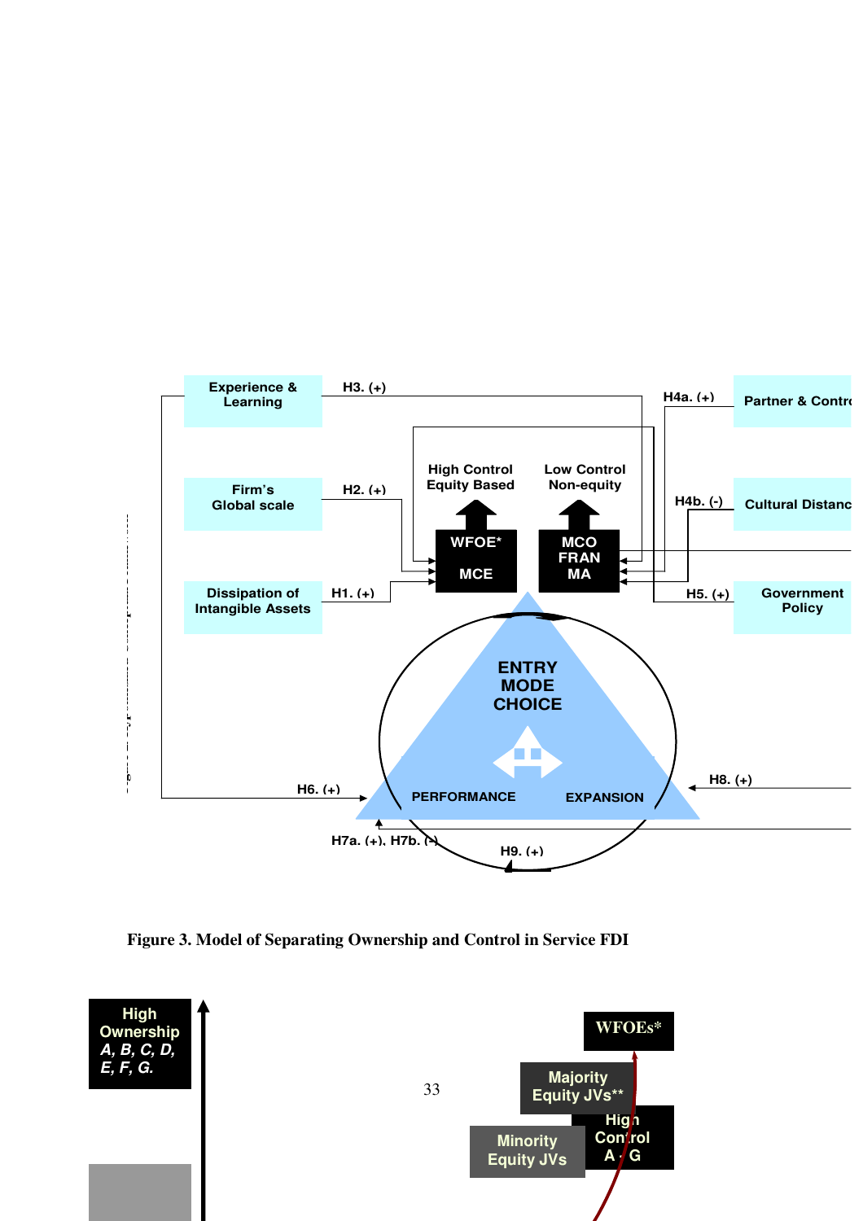Experience & Learning

Firm's Global scale

Dissipation of Intangible Assets

H3. (+)

H2. (+)

H1. (+)

High Control Equity Based

Low Control Non-equity

WFOE*

MCE

MCO FRAN MA

H4a. (+)

H4b. (-)

H5. (+)

Partner & Contro

Cultural Distanc

Government Policy

ENTRY MODE CHOICE

PERFORMANCE

EXPANSION

H6. (+)

H8. (+)

H7a. (+), H7b. (-)

H9. (+)

**Figure 3. Model of Separating Ownership and Control in Service FDI**

High Ownership *A, B, C, D, E, F, G.*

WFOEs*

Majority Equity JVs**

High Control A - G

Minority Equity JVs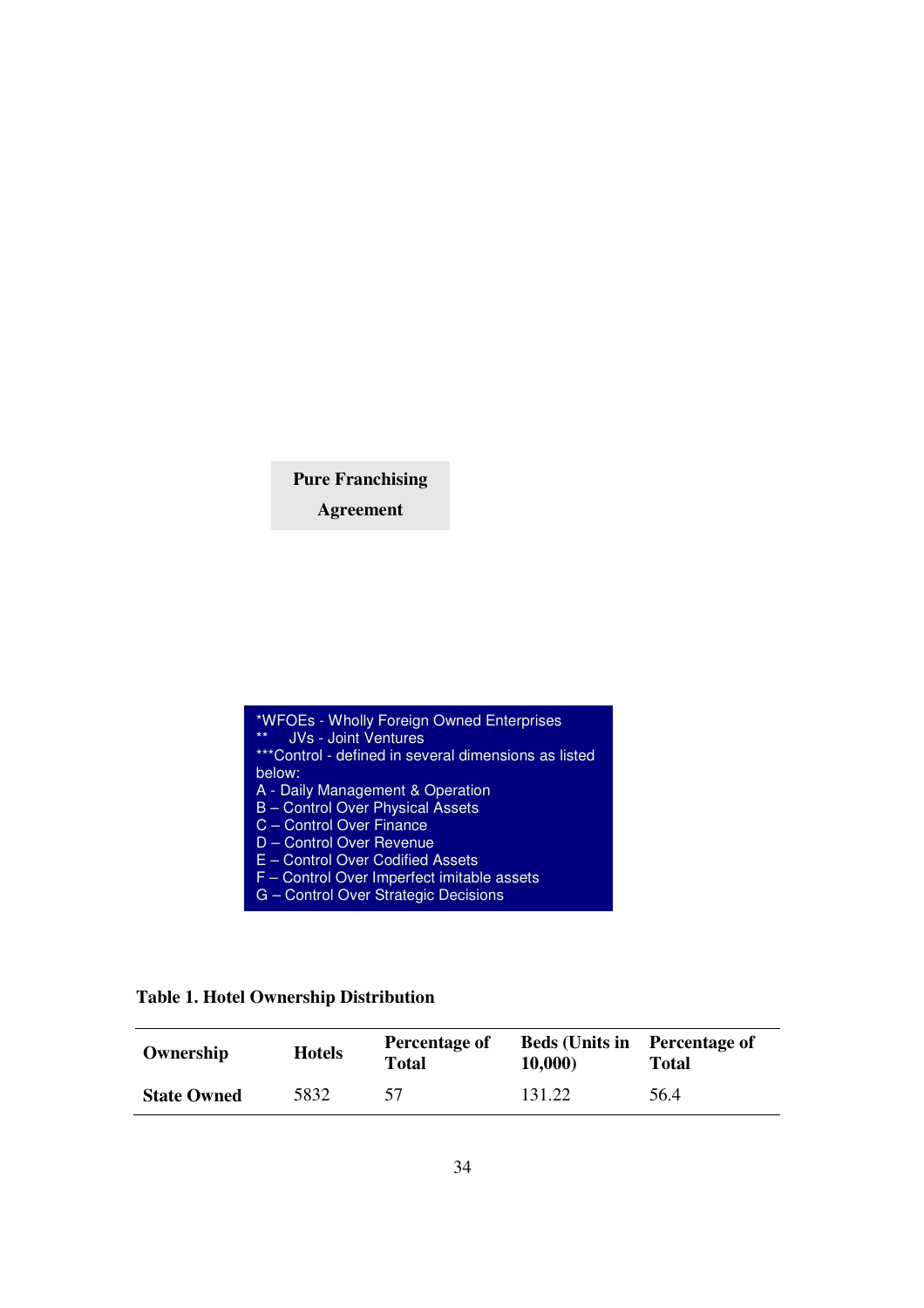**Pure Franchising Agreement**

*WFOEs - Wholly Foreign Owned Enterprises
** JVs - Joint Ventures
***Control - defined in several dimensions as listed below:
A - Daily Management & Operation
B – Control Over Physical Assets
C – Control Over Finance
D – Control Over Revenue
E – Control Over Codified Assets
F – Control Over Imperfect imitable assets
G – Control Over Strategic Decisions

**Table 1. Hotel Ownership Distribution**

| Ownership | Hotels | Percentage of Total | Beds (Units in 10,000) | Percentage of Total |
|---|---|---|---|---|
| **State Owned** | 5832 | 57 | 131.22 | 56.4 |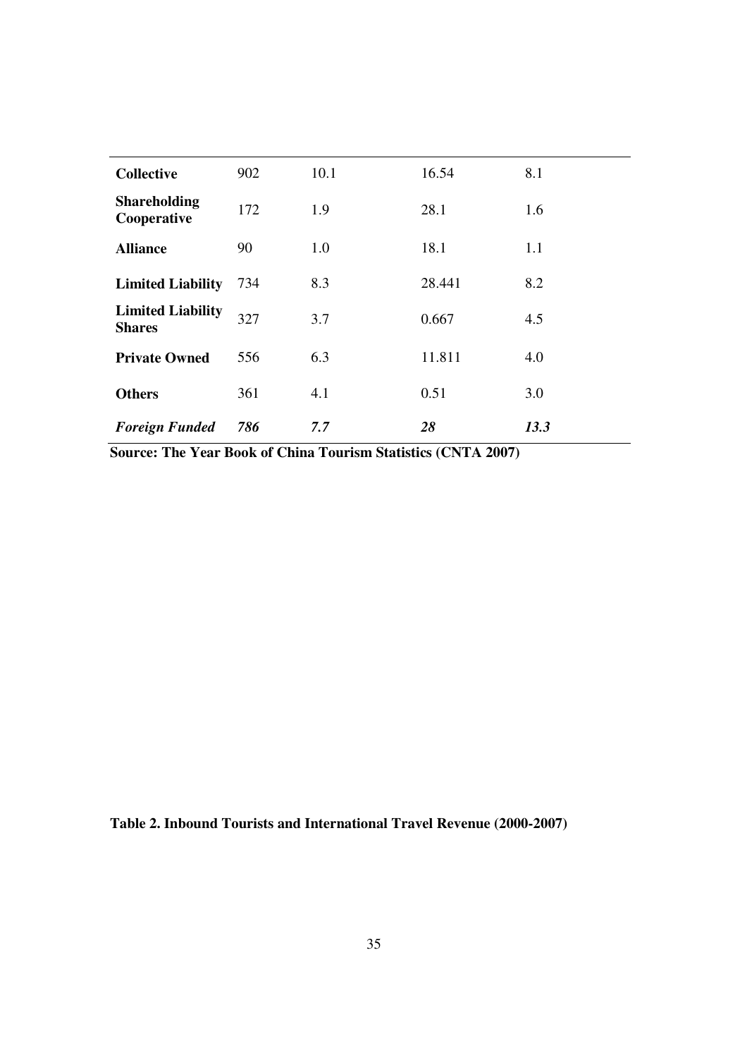| | | | | |
|---|---|---|---|---|
| **Collective** | 902 | 10.1 | 16.54 | 8.1 |
| **Shareholding Cooperative** | 172 | 1.9 | 28.1 | 1.6 |
| **Alliance** | 90 | 1.0 | 18.1 | 1.1 |
| **Limited Liability** | 734 | 8.3 | 28.441 | 8.2 |
| **Limited Liability Shares** | 327 | 3.7 | 0.667 | 4.5 |
| **Private Owned** | 556 | 6.3 | 11.811 | 4.0 |
| **Others** | 361 | 4.1 | 0.51 | 3.0 |
| ***Foreign Funded*** | ***786*** | ***7.7*** | ***28*** | ***13.3*** |

**Source: The Year Book of China Tourism Statistics (CNTA 2007)**

**Table 2. Inbound Tourists and International Travel Revenue (2000-2007)**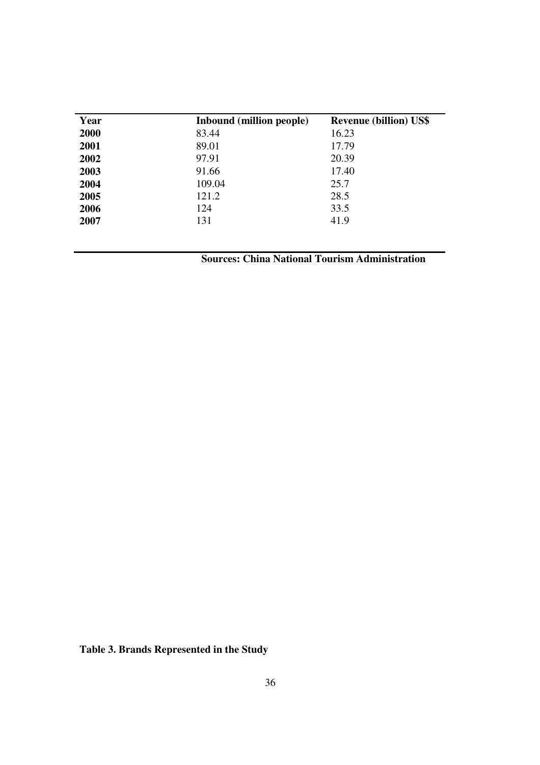| Year | Inbound (million people) | Revenue (billion) US$ |
|---|---|---|
| **2000** | 83.44 | 16.23 |
| **2001** | 89.01 | 17.79 |
| **2002** | 97.91 | 20.39 |
| **2003** | 91.66 | 17.40 |
| **2004** | 109.04 | 25.7 |
| **2005** | 121.2 | 28.5 |
| **2006** | 124 | 33.5 |
| **2007** | 131 | 41.9 |

**Sources: China National Tourism Administration**

**Table 3. Brands Represented in the Study**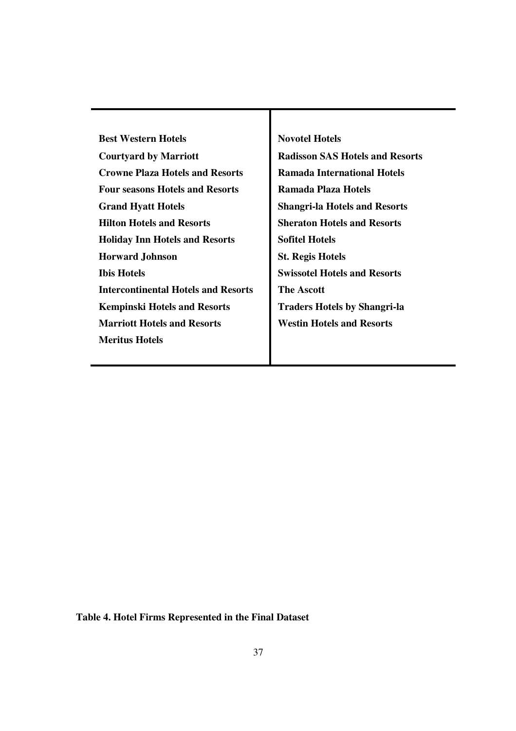| | |
|---|---|
| **Best Western Hotels** | **Novotel Hotels** |
| **Courtyard by Marriott** | **Radisson SAS Hotels and Resorts** |
| **Crowne Plaza Hotels and Resorts** | **Ramada International Hotels** |
| **Four seasons Hotels and Resorts** | **Ramada Plaza Hotels** |
| **Grand Hyatt Hotels** | **Shangri-la Hotels and Resorts** |
| **Hilton Hotels and Resorts** | **Sheraton Hotels and Resorts** |
| **Holiday Inn Hotels and Resorts** | **Sofitel Hotels** |
| **Horward Johnson** | **St. Regis Hotels** |
| **Ibis Hotels** | **Swissotel Hotels and Resorts** |
| **Intercontinental Hotels and Resorts** | **The Ascott** |
| **Kempinski Hotels and Resorts** | **Traders Hotels by Shangri-la** |
| **Marriott Hotels and Resorts** | **Westin Hotels and Resorts** |
| **Meritus Hotels** | |

**Table 4. Hotel Firms Represented in the Final Dataset**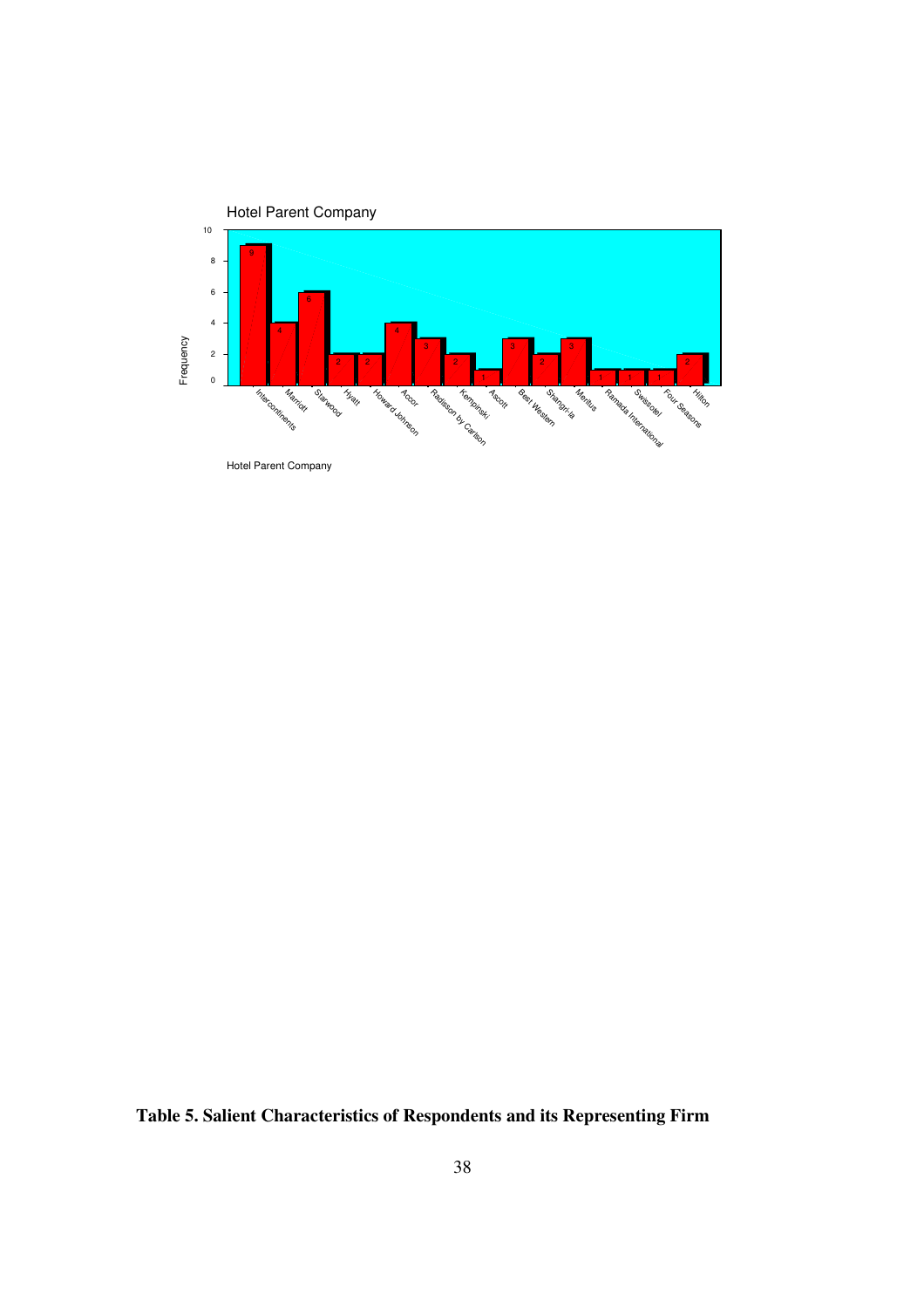Hotel Parent Company

| Hotel Parent Company | Frequency |
|---|---|
| Intercontinents | 9 |
| Marriott | 4 |
| Starwood | 6 |
| Hyatt | 2 |
| Howard Johnson | 2 |
| Accor | 4 |
| Radisson by Carlson | 3 |
| Kempinski | 2 |
| Ascott | 1 |
| Best Western | 3 |
| Shangri-la | 2 |
| Meritus | 3 |
| Ramada International | 1 |
| Swissotel | 1 |
| Four Seasons | 1 |
| Hilton | 2 |

Hotel Parent Company

**Table 5. Salient Characteristics of Respondents and its Representing Firm**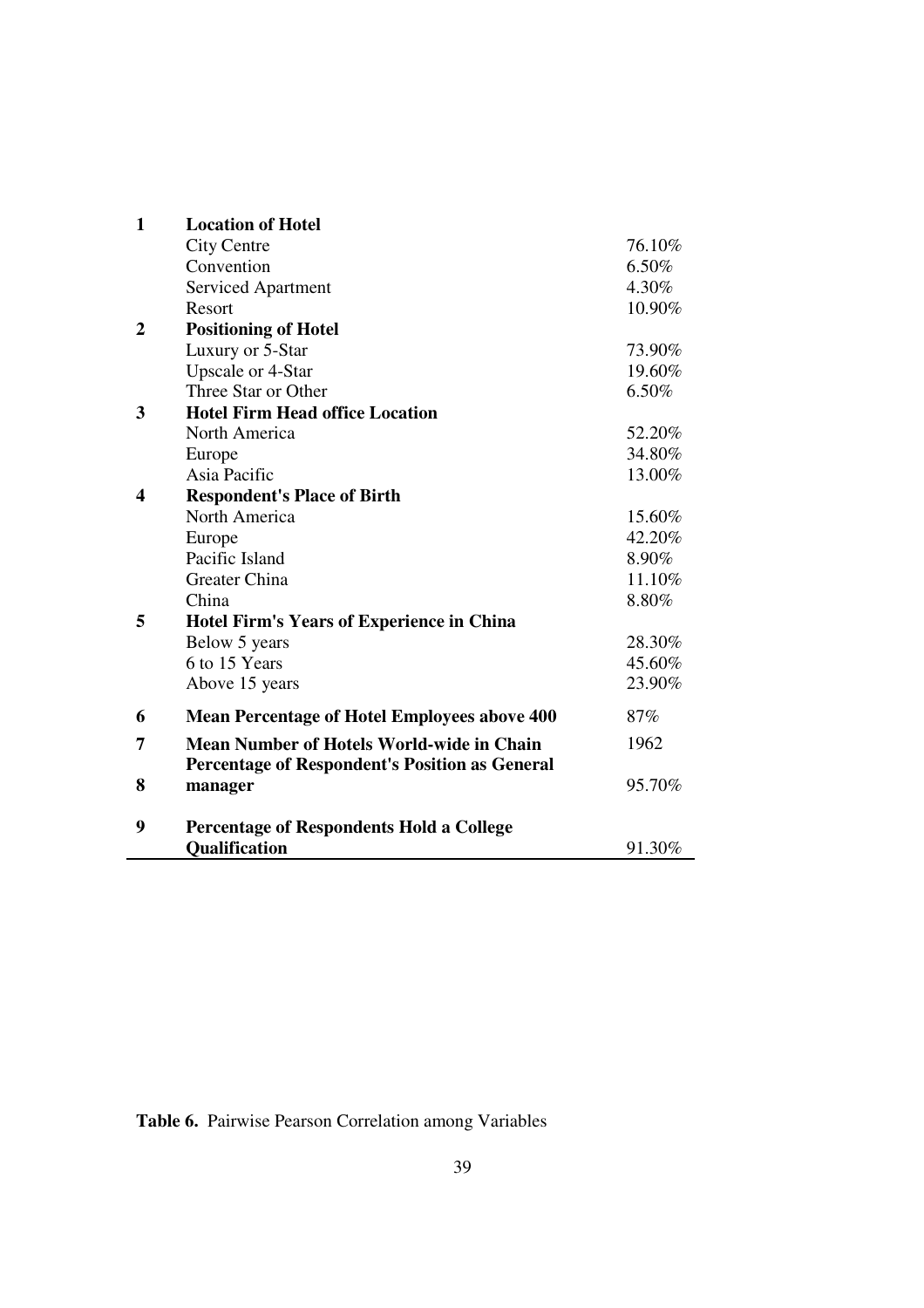| | | |
|---|---|---|
| **1** | **Location of Hotel** | |
| | City Centre | 76.10% |
| | Convention | 6.50% |
| | Serviced Apartment | 4.30% |
| | Resort | 10.90% |
| **2** | **Positioning of Hotel** | |
| | Luxury or 5-Star | 73.90% |
| | Upscale or 4-Star | 19.60% |
| | Three Star or Other | 6.50% |
| **3** | **Hotel Firm Head office Location** | |
| | North America | 52.20% |
| | Europe | 34.80% |
| | Asia Pacific | 13.00% |
| **4** | **Respondent's Place of Birth** | |
| | North America | 15.60% |
| | Europe | 42.20% |
| | Pacific Island | 8.90% |
| | Greater China | 11.10% |
| | China | 8.80% |
| **5** | **Hotel Firm's Years of Experience in China** | |
| | Below 5 years | 28.30% |
| | 6 to 15 Years | 45.60% |
| | Above 15 years | 23.90% |
| **6** | **Mean Percentage of Hotel Employees above 400** | 87% |
| **7** | **Mean Number of Hotels World-wide in Chain** | 1962 |
| **8** | **Percentage of Respondent's Position as General manager** | 95.70% |
| **9** | **Percentage of Respondents Hold a College Qualification** | 91.30% |

**Table 6.** Pairwise Pearson Correlation among Variables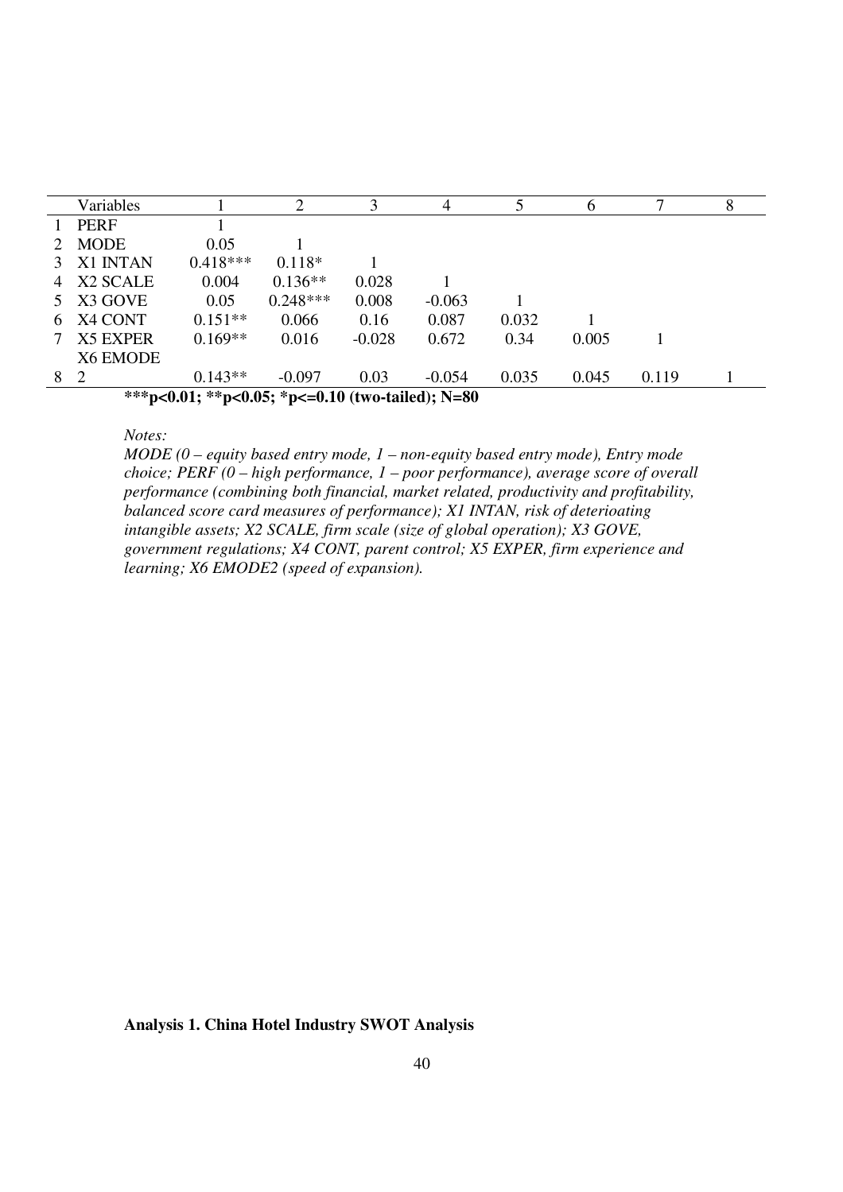|   | Variables | 1 | 2 | 3 | 4 | 5 | 6 | 7 | 8 |
|---|---|---|---|---|---|---|---|---|---|
| 1 | PERF | 1 | | | | | | | |
| 2 | MODE | 0.05 | 1 | | | | | | |
| 3 | X1 INTAN | 0.418*** | 0.118* | 1 | | | | | |
| 4 | X2 SCALE | 0.004 | 0.136** | 0.028 | 1 | | | | |
| 5 | X3 GOVE | 0.05 | 0.248*** | 0.008 | -0.063 | 1 | | | |
| 6 | X4 CONT | 0.151** | 0.066 | 0.16 | 0.087 | 0.032 | 1 | | |
| 7 | X5 EXPER | 0.169** | 0.016 | -0.028 | 0.672 | 0.34 | 0.005 | 1 | |
| 8 | X6 EMODE 2 | 0.143** | -0.097 | 0.03 | -0.054 | 0.035 | 0.045 | 0.119 | 1 |

**\*\*\*p<0.01; \*\*p<0.05; \*p<=0.10 (two-tailed); N=80**

*Notes:*

*MODE (0 – equity based entry mode, 1 – non-equity based entry mode), Entry mode choice; PERF (0 – high performance, 1 – poor performance), average score of overall performance (combining both financial, market related, productivity and profitability, balanced score card measures of performance); X1 INTAN, risk of deterioating intangible assets; X2 SCALE, firm scale (size of global operation); X3 GOVE, government regulations; X4 CONT, parent control; X5 EXPER, firm experience and learning; X6 EMODE2 (speed of expansion).*

**Analysis 1. China Hotel Industry SWOT Analysis**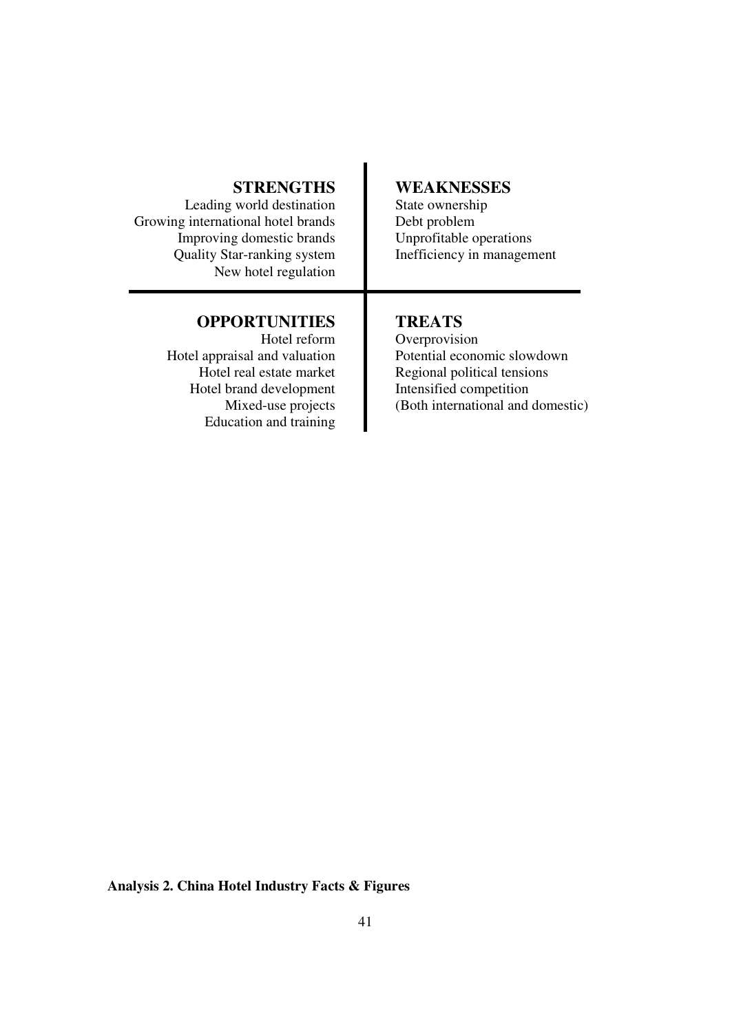| **STRENGTHS** | **WEAKNESSES** |
|---|---|
| Leading world destination<br>Growing international hotel brands<br>Improving domestic brands<br>Quality Star-ranking system<br>New hotel regulation | State ownership<br>Debt problem<br>Unprofitable operations<br>Inefficiency in management |
| **OPPORTUNITIES** | **TREATS** |
| Hotel reform<br>Hotel appraisal and valuation<br>Hotel real estate market<br>Hotel brand development<br>Mixed-use projects<br>Education and training | Overprovision<br>Potential economic slowdown<br>Regional political tensions<br>Intensified competition<br>(Both international and domestic) |

**Analysis 2. China Hotel Industry Facts & Figures**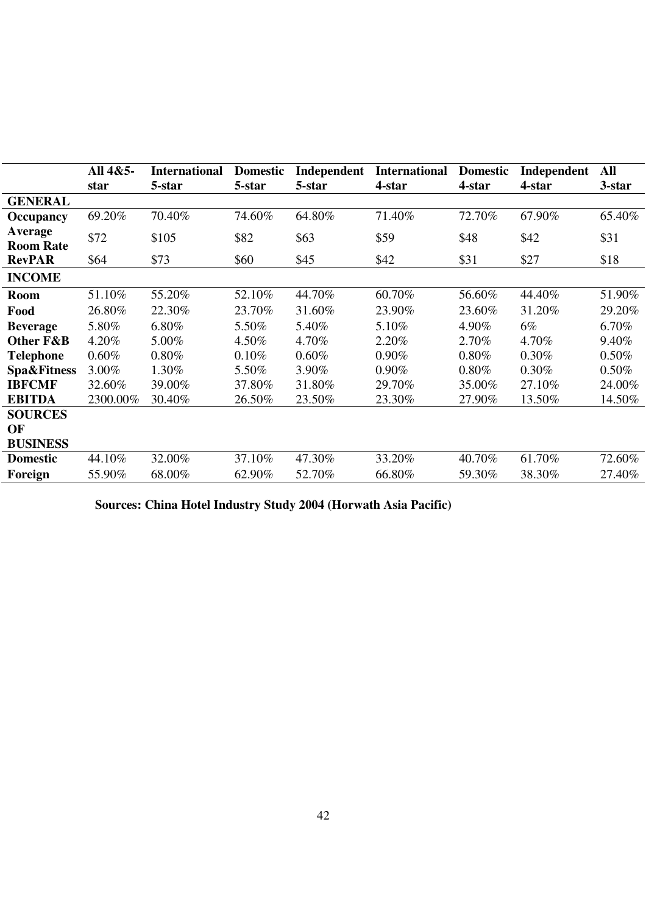| | All 4&5-star | International 5-star | Domestic 5-star | Independent 5-star | International 4-star | Domestic 4-star | Independent 4-star | All 3-star |
|---|---|---|---|---|---|---|---|---|
| **GENERAL** | | | | | | | | |
| **Occupancy** | 69.20% | 70.40% | 74.60% | 64.80% | 71.40% | 72.70% | 67.90% | 65.40% |
| **Average Room Rate** | $72 | $105 | $82 | $63 | $59 | $48 | $42 | $31 |
| **RevPAR** | $64 | $73 | $60 | $45 | $42 | $31 | $27 | $18 |
| **INCOME** | | | | | | | | |
| **Room** | 51.10% | 55.20% | 52.10% | 44.70% | 60.70% | 56.60% | 44.40% | 51.90% |
| **Food** | 26.80% | 22.30% | 23.70% | 31.60% | 23.90% | 23.60% | 31.20% | 29.20% |
| **Beverage** | 5.80% | 6.80% | 5.50% | 5.40% | 5.10% | 4.90% | 6% | 6.70% |
| **Other F&B** | 4.20% | 5.00% | 4.50% | 4.70% | 2.20% | 2.70% | 4.70% | 9.40% |
| **Telephone** | 0.60% | 0.80% | 0.10% | 0.60% | 0.90% | 0.80% | 0.30% | 0.50% |
| **Spa&Fitness** | 3.00% | 1.30% | 5.50% | 3.90% | 0.90% | 0.80% | 0.30% | 0.50% |
| **IBFCMF** | 32.60% | 39.00% | 37.80% | 31.80% | 29.70% | 35.00% | 27.10% | 24.00% |
| **EBITDA** | 2300.00% | 30.40% | 26.50% | 23.50% | 23.30% | 27.90% | 13.50% | 14.50% |
| **SOURCES OF BUSINESS** | | | | | | | | |
| **Domestic** | 44.10% | 32.00% | 37.10% | 47.30% | 33.20% | 40.70% | 61.70% | 72.60% |
| **Foreign** | 55.90% | 68.00% | 62.90% | 52.70% | 66.80% | 59.30% | 38.30% | 27.40% |

**Sources: China Hotel Industry Study 2004 (Horwath Asia Pacific)**